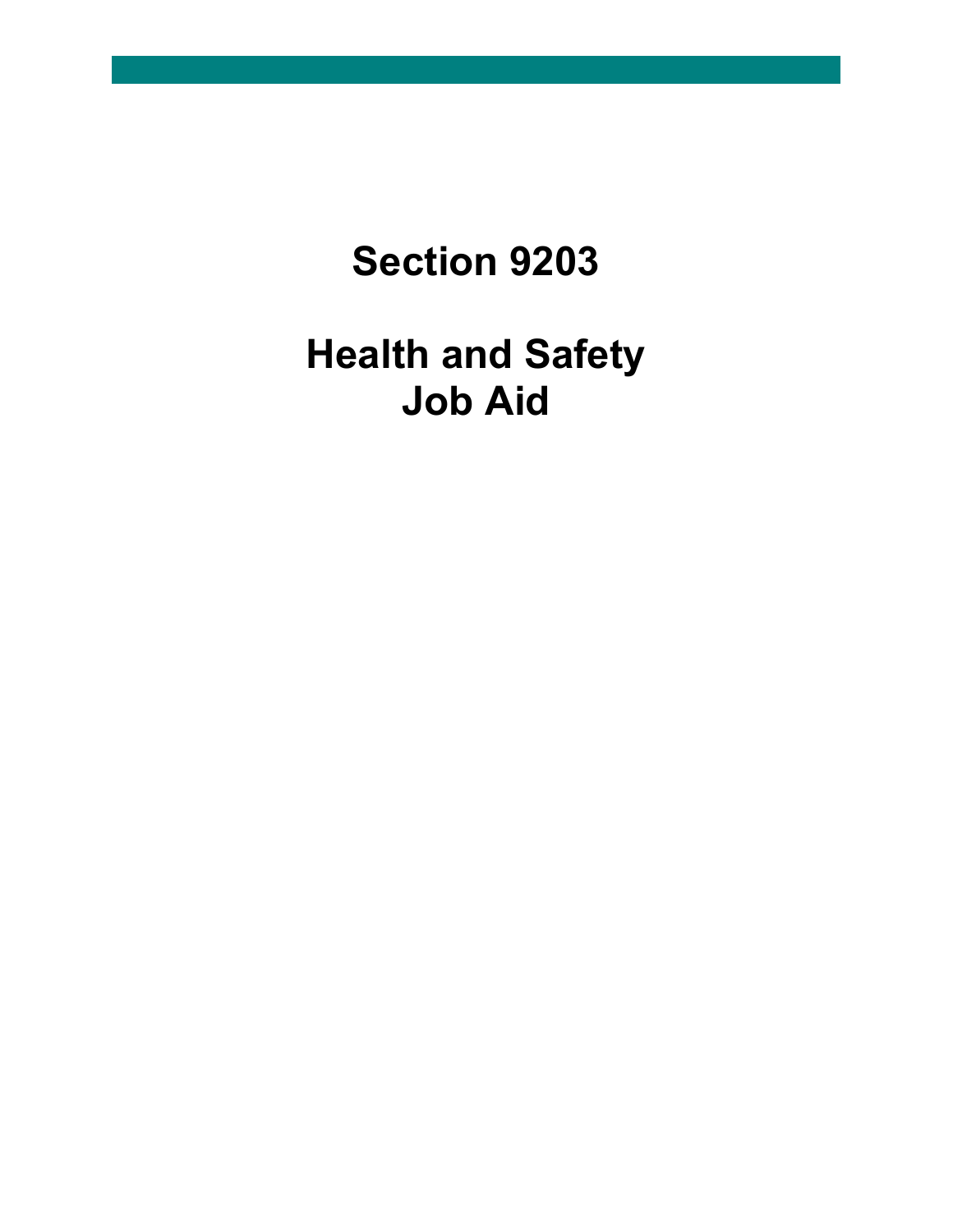# Section 9203

# Health and Safety Job Aid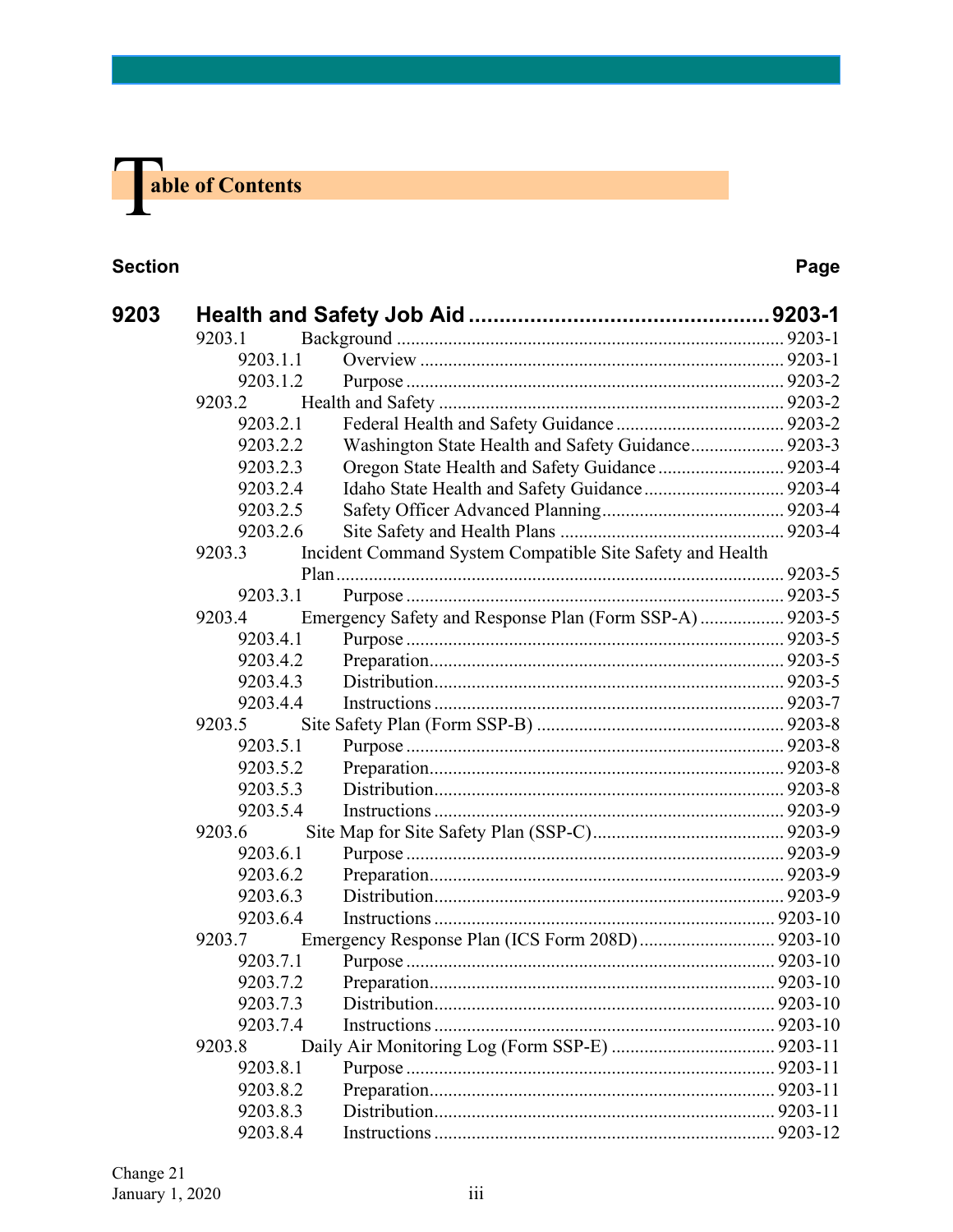# Table of Contents

| Section | | | Page |
|---|---|---|---|
| **9203** | **Health and Safety Job Aid** | | **9203-1** |
| | 9203.1 | Background | 9203-1 |
| | 9203.1.1 | Overview | 9203-1 |
| | 9203.1.2 | Purpose | 9203-2 |
| | 9203.2 | Health and Safety | 9203-2 |
| | 9203.2.1 | Federal Health and Safety Guidance | 9203-2 |
| | 9203.2.2 | Washington State Health and Safety Guidance | 9203-3 |
| | 9203.2.3 | Oregon State Health and Safety Guidance | 9203-4 |
| | 9203.2.4 | Idaho State Health and Safety Guidance | 9203-4 |
| | 9203.2.5 | Safety Officer Advanced Planning | 9203-4 |
| | 9203.2.6 | Site Safety and Health Plans | 9203-4 |
| | 9203.3 | Incident Command System Compatible Site Safety and Health Plan | 9203-5 |
| | 9203.3.1 | Purpose | 9203-5 |
| | 9203.4 | Emergency Safety and Response Plan (Form SSP-A) | 9203-5 |
| | 9203.4.1 | Purpose | 9203-5 |
| | 9203.4.2 | Preparation | 9203-5 |
| | 9203.4.3 | Distribution | 9203-5 |
| | 9203.4.4 | Instructions | 9203-7 |
| | 9203.5 | Site Safety Plan (Form SSP-B) | 9203-8 |
| | 9203.5.1 | Purpose | 9203-8 |
| | 9203.5.2 | Preparation | 9203-8 |
| | 9203.5.3 | Distribution | 9203-8 |
| | 9203.5.4 | Instructions | 9203-9 |
| | 9203.6 | Site Map for Site Safety Plan (SSP-C) | 9203-9 |
| | 9203.6.1 | Purpose | 9203-9 |
| | 9203.6.2 | Preparation | 9203-9 |
| | 9203.6.3 | Distribution | 9203-9 |
| | 9203.6.4 | Instructions | 9203-10 |
| | 9203.7 | Emergency Response Plan (ICS Form 208D) | 9203-10 |
| | 9203.7.1 | Purpose | 9203-10 |
| | 9203.7.2 | Preparation | 9203-10 |
| | 9203.7.3 | Distribution | 9203-10 |
| | 9203.7.4 | Instructions | 9203-10 |
| | 9203.8 | Daily Air Monitoring Log (Form SSP-E) | 9203-11 |
| | 9203.8.1 | Purpose | 9203-11 |
| | 9203.8.2 | Preparation | 9203-11 |
| | 9203.8.3 | Distribution | 9203-11 |
| | 9203.8.4 | Instructions | 9203-12 |

Change 21
January 1, 2020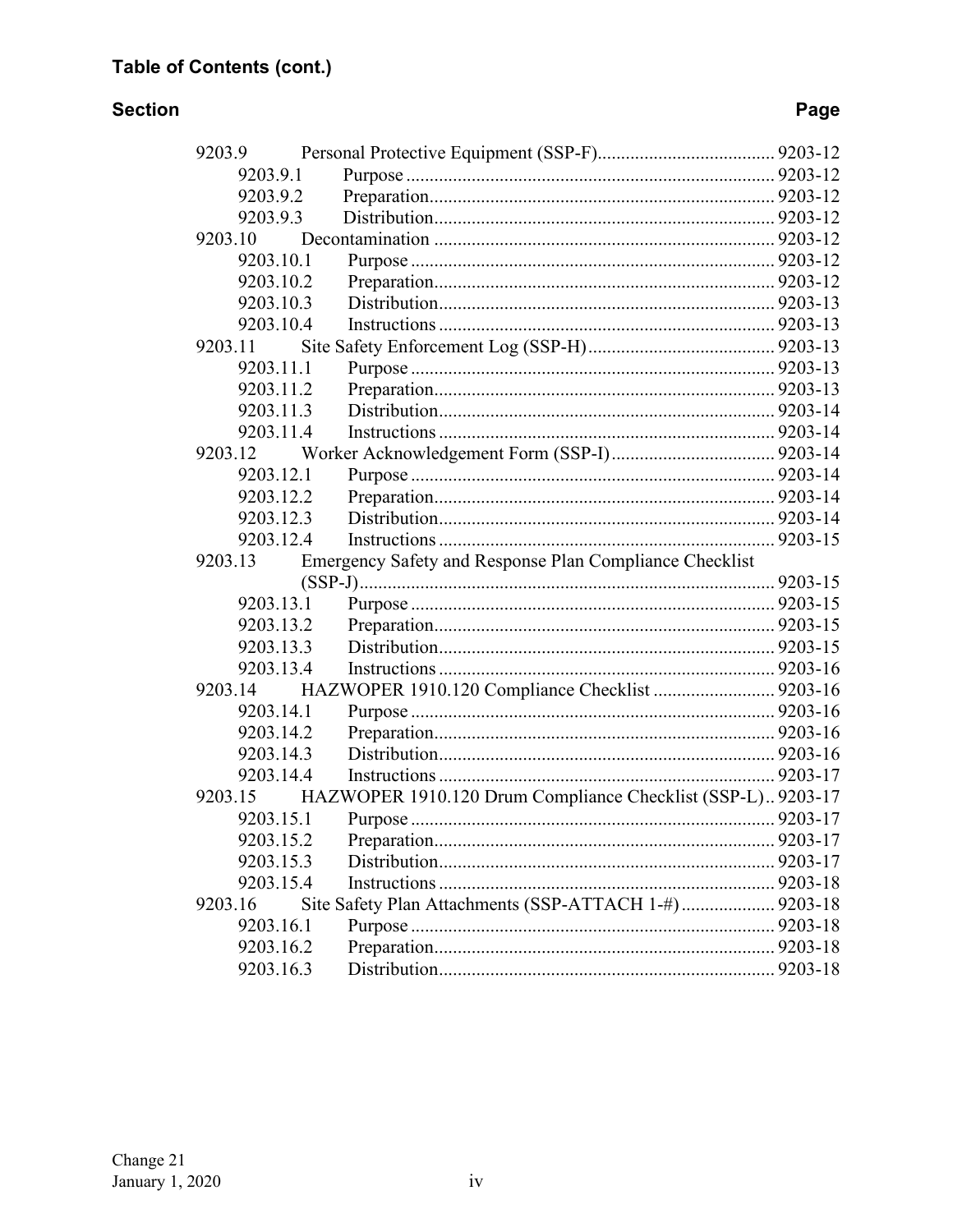**Table of Contents (cont.)**

| Section | | Page |
|---|---|---|
| 9203.9 | Personal Protective Equipment (SSP-F) | 9203-12 |
| 9203.9.1 | Purpose | 9203-12 |
| 9203.9.2 | Preparation | 9203-12 |
| 9203.9.3 | Distribution | 9203-12 |
| 9203.10 | Decontamination | 9203-12 |
| 9203.10.1 | Purpose | 9203-12 |
| 9203.10.2 | Preparation | 9203-12 |
| 9203.10.3 | Distribution | 9203-13 |
| 9203.10.4 | Instructions | 9203-13 |
| 9203.11 | Site Safety Enforcement Log (SSP-H) | 9203-13 |
| 9203.11.1 | Purpose | 9203-13 |
| 9203.11.2 | Preparation | 9203-13 |
| 9203.11.3 | Distribution | 9203-14 |
| 9203.11.4 | Instructions | 9203-14 |
| 9203.12 | Worker Acknowledgement Form (SSP-I) | 9203-14 |
| 9203.12.1 | Purpose | 9203-14 |
| 9203.12.2 | Preparation | 9203-14 |
| 9203.12.3 | Distribution | 9203-14 |
| 9203.12.4 | Instructions | 9203-15 |
| 9203.13 | Emergency Safety and Response Plan Compliance Checklist (SSP-J) | 9203-15 |
| 9203.13.1 | Purpose | 9203-15 |
| 9203.13.2 | Preparation | 9203-15 |
| 9203.13.3 | Distribution | 9203-15 |
| 9203.13.4 | Instructions | 9203-16 |
| 9203.14 | HAZWOPER 1910.120 Compliance Checklist | 9203-16 |
| 9203.14.1 | Purpose | 9203-16 |
| 9203.14.2 | Preparation | 9203-16 |
| 9203.14.3 | Distribution | 9203-16 |
| 9203.14.4 | Instructions | 9203-17 |
| 9203.15 | HAZWOPER 1910.120 Drum Compliance Checklist (SSP-L) | 9203-17 |
| 9203.15.1 | Purpose | 9203-17 |
| 9203.15.2 | Preparation | 9203-17 |
| 9203.15.3 | Distribution | 9203-17 |
| 9203.15.4 | Instructions | 9203-18 |
| 9203.16 | Site Safety Plan Attachments (SSP-ATTACH 1-#) | 9203-18 |
| 9203.16.1 | Purpose | 9203-18 |
| 9203.16.2 | Preparation | 9203-18 |
| 9203.16.3 | Distribution | 9203-18 |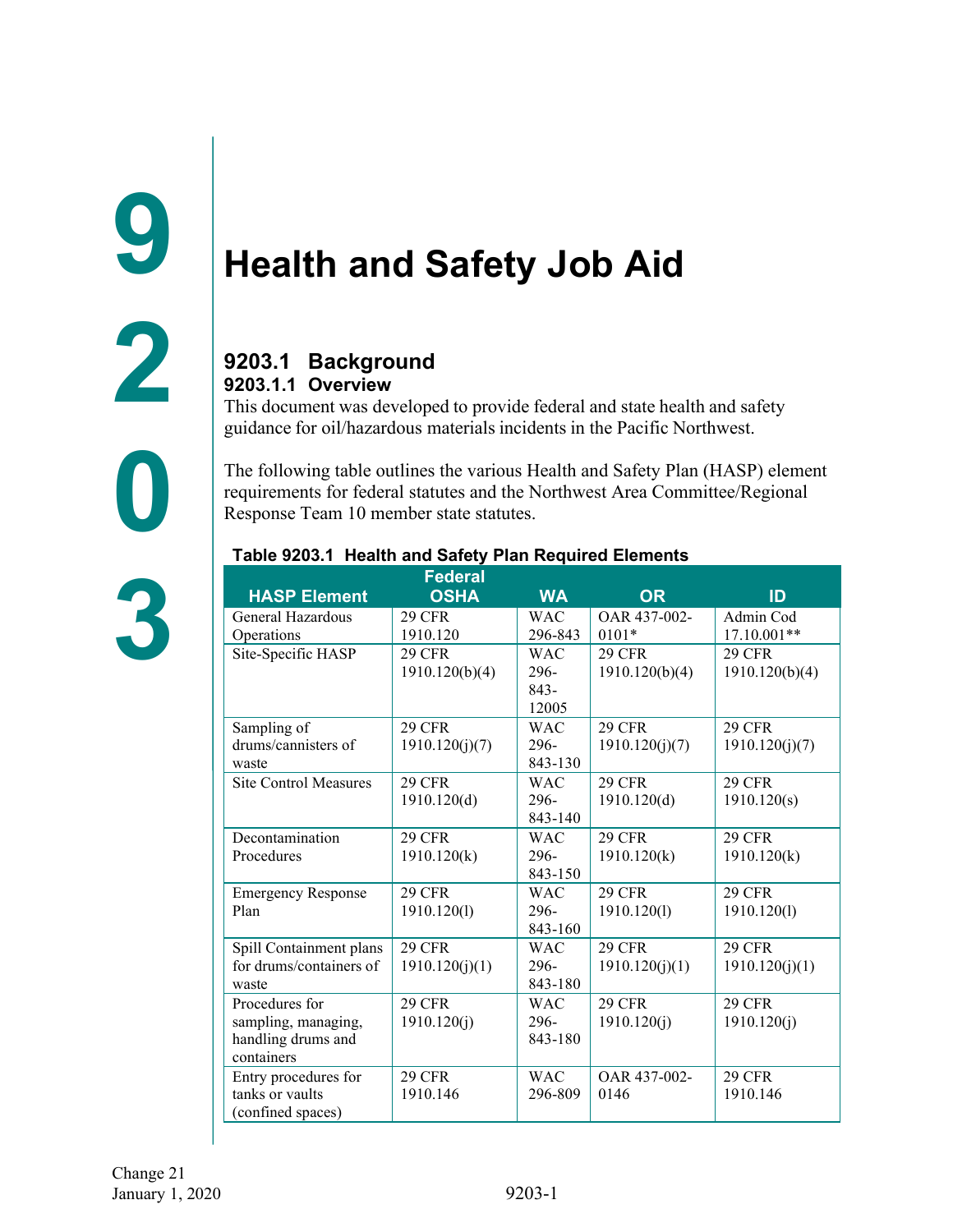# 9203 Health and Safety Job Aid

## 9203.1 Background

### 9203.1.1 Overview

This document was developed to provide federal and state health and safety guidance for oil/hazardous materials incidents in the Pacific Northwest.

The following table outlines the various Health and Safety Plan (HASP) element requirements for federal statutes and the Northwest Area Committee/Regional Response Team 10 member state statutes.

**Table 9203.1 Health and Safety Plan Required Elements**

| HASP Element | Federal OSHA | WA | OR | ID |
|---|---|---|---|---|
| General Hazardous Operations | 29 CFR 1910.120 | WAC 296-843 | OAR 437-002-0101* | Admin Cod 17.10.001** |
| Site-Specific HASP | 29 CFR 1910.120(b)(4) | WAC 296-843-12005 | 29 CFR 1910.120(b)(4) | 29 CFR 1910.120(b)(4) |
| Sampling of drums/cannisters of waste | 29 CFR 1910.120(j)(7) | WAC 296-843-130 | 29 CFR 1910.120(j)(7) | 29 CFR 1910.120(j)(7) |
| Site Control Measures | 29 CFR 1910.120(d) | WAC 296-843-140 | 29 CFR 1910.120(d) | 29 CFR 1910.120(s) |
| Decontamination Procedures | 29 CFR 1910.120(k) | WAC 296-843-150 | 29 CFR 1910.120(k) | 29 CFR 1910.120(k) |
| Emergency Response Plan | 29 CFR 1910.120(l) | WAC 296-843-160 | 29 CFR 1910.120(l) | 29 CFR 1910.120(l) |
| Spill Containment plans for drums/containers of waste | 29 CFR 1910.120(j)(1) | WAC 296-843-180 | 29 CFR 1910.120(j)(1) | 29 CFR 1910.120(j)(1) |
| Procedures for sampling, managing, handling drums and containers | 29 CFR 1910.120(j) | WAC 296-843-180 | 29 CFR 1910.120(j) | 29 CFR 1910.120(j) |
| Entry procedures for tanks or vaults (confined spaces) | 29 CFR 1910.146 | WAC 296-809 | OAR 437-002-0146 | 29 CFR 1910.146 |

Change 21
January 1, 2020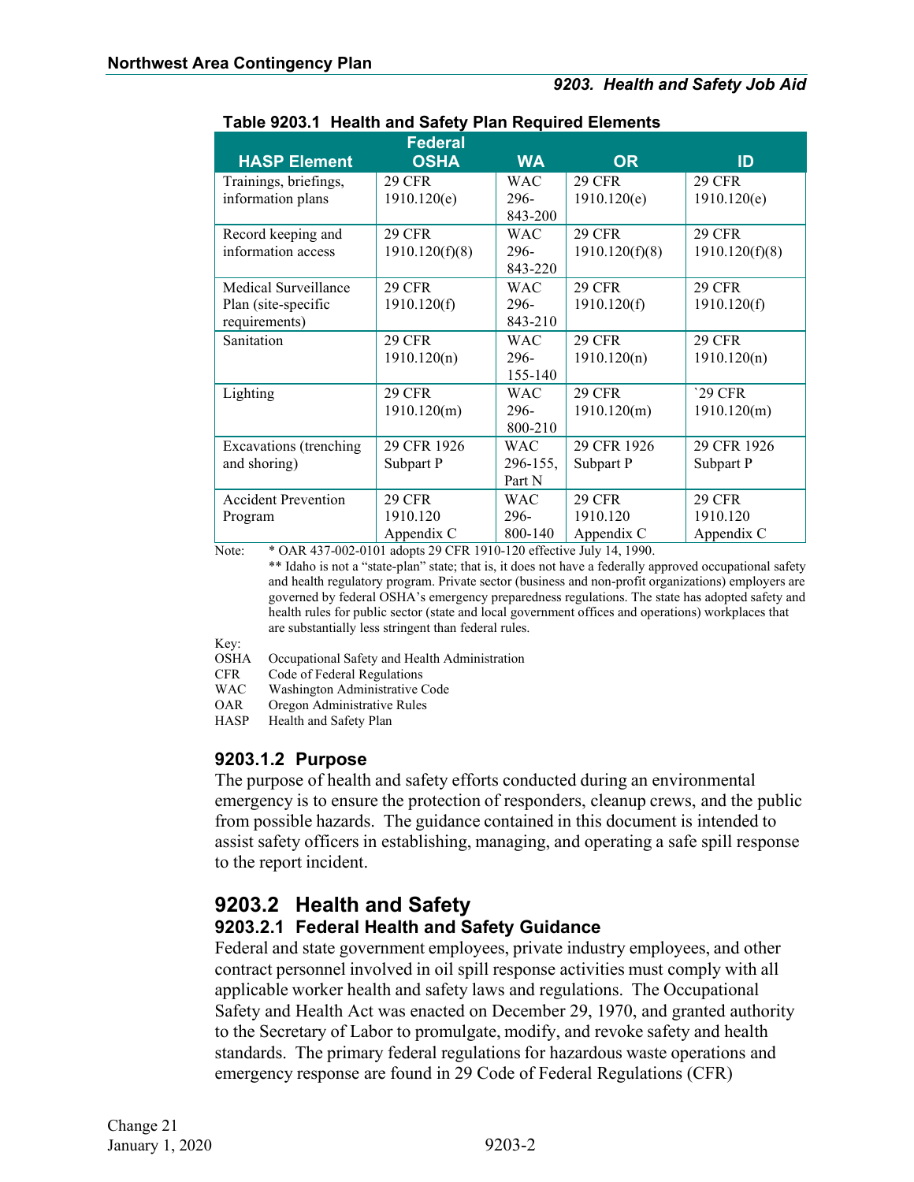**Table 9203.1 Health and Safety Plan Required Elements**

| HASP Element | Federal OSHA | WA | OR | ID |
|---|---|---|---|---|
| Trainings, briefings, information plans | 29 CFR 1910.120(e) | WAC 296-843-200 | 29 CFR 1910.120(e) | 29 CFR 1910.120(e) |
| Record keeping and information access | 29 CFR 1910.120(f)(8) | WAC 296-843-220 | 29 CFR 1910.120(f)(8) | 29 CFR 1910.120(f)(8) |
| Medical Surveillance Plan (site-specific requirements) | 29 CFR 1910.120(f) | WAC 296-843-210 | 29 CFR 1910.120(f) | 29 CFR 1910.120(f) |
| Sanitation | 29 CFR 1910.120(n) | WAC 296-155-140 | 29 CFR 1910.120(n) | 29 CFR 1910.120(n) |
| Lighting | 29 CFR 1910.120(m) | WAC 296-800-210 | 29 CFR 1910.120(m) | `29 CFR 1910.120(m) |
| Excavations (trenching and shoring) | 29 CFR 1926 Subpart P | WAC 296-155, Part N | 29 CFR 1926 Subpart P | 29 CFR 1926 Subpart P |
| Accident Prevention Program | 29 CFR 1910.120 Appendix C | WAC 296-800-140 | 29 CFR 1910.120 Appendix C | 29 CFR 1910.120 Appendix C |

Note: * OAR 437-002-0101 adopts 29 CFR 1910-120 effective July 14, 1990.
** Idaho is not a "state-plan" state; that is, it does not have a federally approved occupational safety and health regulatory program. Private sector (business and non-profit organizations) employers are governed by federal OSHA's emergency preparedness regulations. The state has adopted safety and health rules for public sector (state and local government offices and operations) workplaces that are substantially less stringent than federal rules.

Key:
OSHA Occupational Safety and Health Administration
CFR Code of Federal Regulations
WAC Washington Administrative Code
OAR Oregon Administrative Rules
HASP Health and Safety Plan

### 9203.1.2 Purpose

The purpose of health and safety efforts conducted during an environmental emergency is to ensure the protection of responders, cleanup crews, and the public from possible hazards. The guidance contained in this document is intended to assist safety officers in establishing, managing, and operating a safe spill response to the report incident.

## 9203.2 Health and Safety

### 9203.2.1 Federal Health and Safety Guidance

Federal and state government employees, private industry employees, and other contract personnel involved in oil spill response activities must comply with all applicable worker health and safety laws and regulations. The Occupational Safety and Health Act was enacted on December 29, 1970, and granted authority to the Secretary of Labor to promulgate, modify, and revoke safety and health standards. The primary federal regulations for hazardous waste operations and emergency response are found in 29 Code of Federal Regulations (CFR)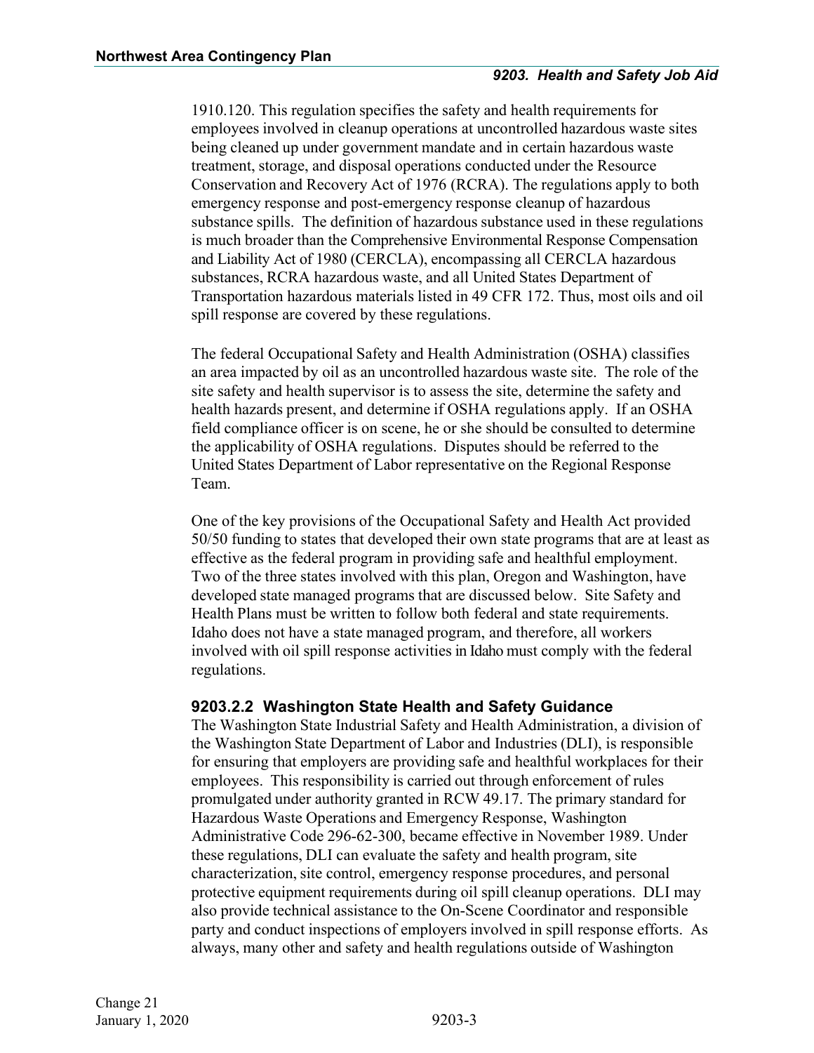1910.120. This regulation specifies the safety and health requirements for employees involved in cleanup operations at uncontrolled hazardous waste sites being cleaned up under government mandate and in certain hazardous waste treatment, storage, and disposal operations conducted under the Resource Conservation and Recovery Act of 1976 (RCRA). The regulations apply to both emergency response and post-emergency response cleanup of hazardous substance spills. The definition of hazardous substance used in these regulations is much broader than the Comprehensive Environmental Response Compensation and Liability Act of 1980 (CERCLA), encompassing all CERCLA hazardous substances, RCRA hazardous waste, and all United States Department of Transportation hazardous materials listed in 49 CFR 172. Thus, most oils and oil spill response are covered by these regulations.

The federal Occupational Safety and Health Administration (OSHA) classifies an area impacted by oil as an uncontrolled hazardous waste site. The role of the site safety and health supervisor is to assess the site, determine the safety and health hazards present, and determine if OSHA regulations apply. If an OSHA field compliance officer is on scene, he or she should be consulted to determine the applicability of OSHA regulations. Disputes should be referred to the United States Department of Labor representative on the Regional Response Team.

One of the key provisions of the Occupational Safety and Health Act provided 50/50 funding to states that developed their own state programs that are at least as effective as the federal program in providing safe and healthful employment. Two of the three states involved with this plan, Oregon and Washington, have developed state managed programs that are discussed below. Site Safety and Health Plans must be written to follow both federal and state requirements. Idaho does not have a state managed program, and therefore, all workers involved with oil spill response activities in Idaho must comply with the federal regulations.

### 9203.2.2 Washington State Health and Safety Guidance

The Washington State Industrial Safety and Health Administration, a division of the Washington State Department of Labor and Industries (DLI), is responsible for ensuring that employers are providing safe and healthful workplaces for their employees. This responsibility is carried out through enforcement of rules promulgated under authority granted in RCW 49.17. The primary standard for Hazardous Waste Operations and Emergency Response, Washington Administrative Code 296-62-300, became effective in November 1989. Under these regulations, DLI can evaluate the safety and health program, site characterization, site control, emergency response procedures, and personal protective equipment requirements during oil spill cleanup operations. DLI may also provide technical assistance to the On-Scene Coordinator and responsible party and conduct inspections of employers involved in spill response efforts. As always, many other and safety and health regulations outside of Washington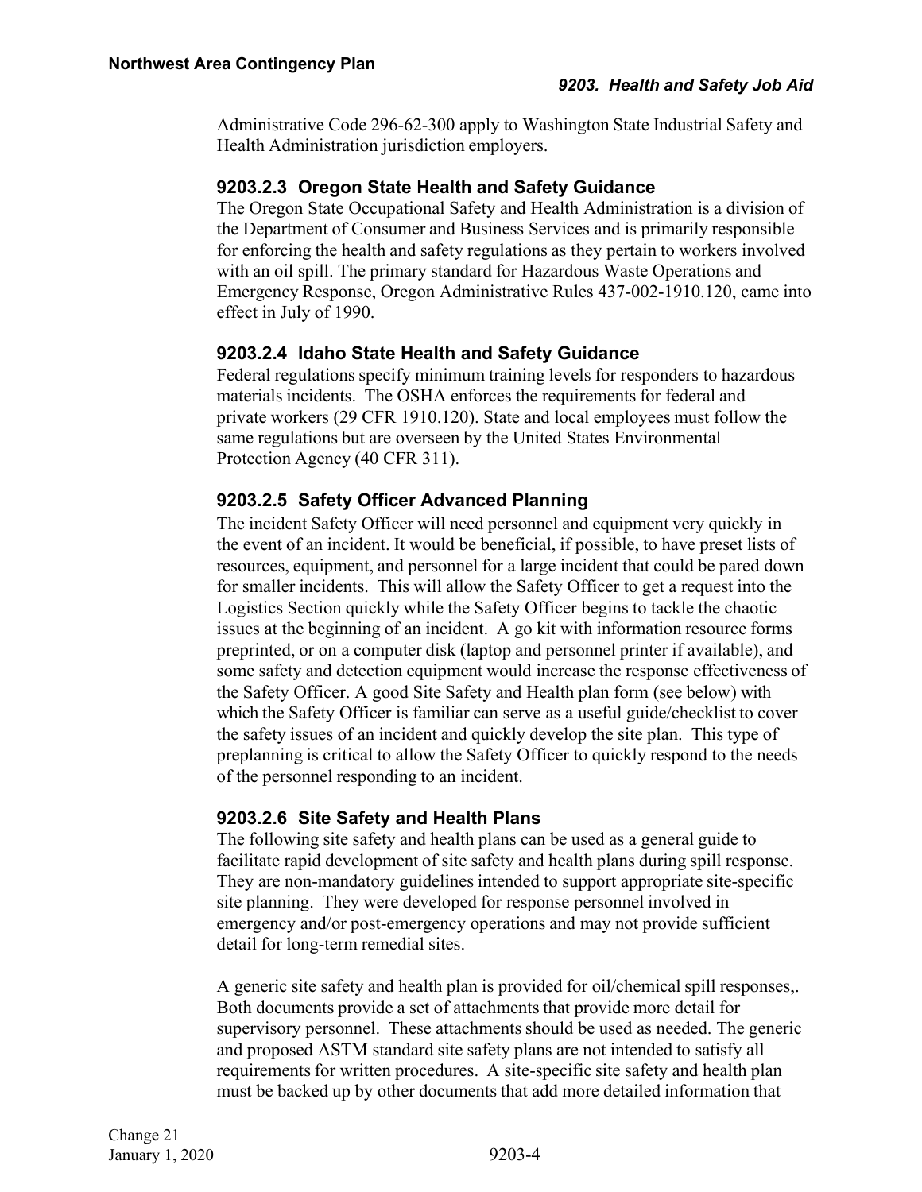Administrative Code 296-62-300 apply to Washington State Industrial Safety and Health Administration jurisdiction employers.

### 9203.2.3 Oregon State Health and Safety Guidance

The Oregon State Occupational Safety and Health Administration is a division of the Department of Consumer and Business Services and is primarily responsible for enforcing the health and safety regulations as they pertain to workers involved with an oil spill. The primary standard for Hazardous Waste Operations and Emergency Response, Oregon Administrative Rules 437-002-1910.120, came into effect in July of 1990.

### 9203.2.4 Idaho State Health and Safety Guidance

Federal regulations specify minimum training levels for responders to hazardous materials incidents. The OSHA enforces the requirements for federal and private workers (29 CFR 1910.120). State and local employees must follow the same regulations but are overseen by the United States Environmental Protection Agency (40 CFR 311).

### 9203.2.5 Safety Officer Advanced Planning

The incident Safety Officer will need personnel and equipment very quickly in the event of an incident. It would be beneficial, if possible, to have preset lists of resources, equipment, and personnel for a large incident that could be pared down for smaller incidents. This will allow the Safety Officer to get a request into the Logistics Section quickly while the Safety Officer begins to tackle the chaotic issues at the beginning of an incident. A go kit with information resource forms preprinted, or on a computer disk (laptop and personnel printer if available), and some safety and detection equipment would increase the response effectiveness of the Safety Officer. A good Site Safety and Health plan form (see below) with which the Safety Officer is familiar can serve as a useful guide/checklist to cover the safety issues of an incident and quickly develop the site plan. This type of preplanning is critical to allow the Safety Officer to quickly respond to the needs of the personnel responding to an incident.

### 9203.2.6 Site Safety and Health Plans

The following site safety and health plans can be used as a general guide to facilitate rapid development of site safety and health plans during spill response. They are non-mandatory guidelines intended to support appropriate site-specific site planning. They were developed for response personnel involved in emergency and/or post-emergency operations and may not provide sufficient detail for long-term remedial sites.

A generic site safety and health plan is provided for oil/chemical spill responses,. Both documents provide a set of attachments that provide more detail for supervisory personnel. These attachments should be used as needed. The generic and proposed ASTM standard site safety plans are not intended to satisfy all requirements for written procedures. A site-specific site safety and health plan must be backed up by other documents that add more detailed information that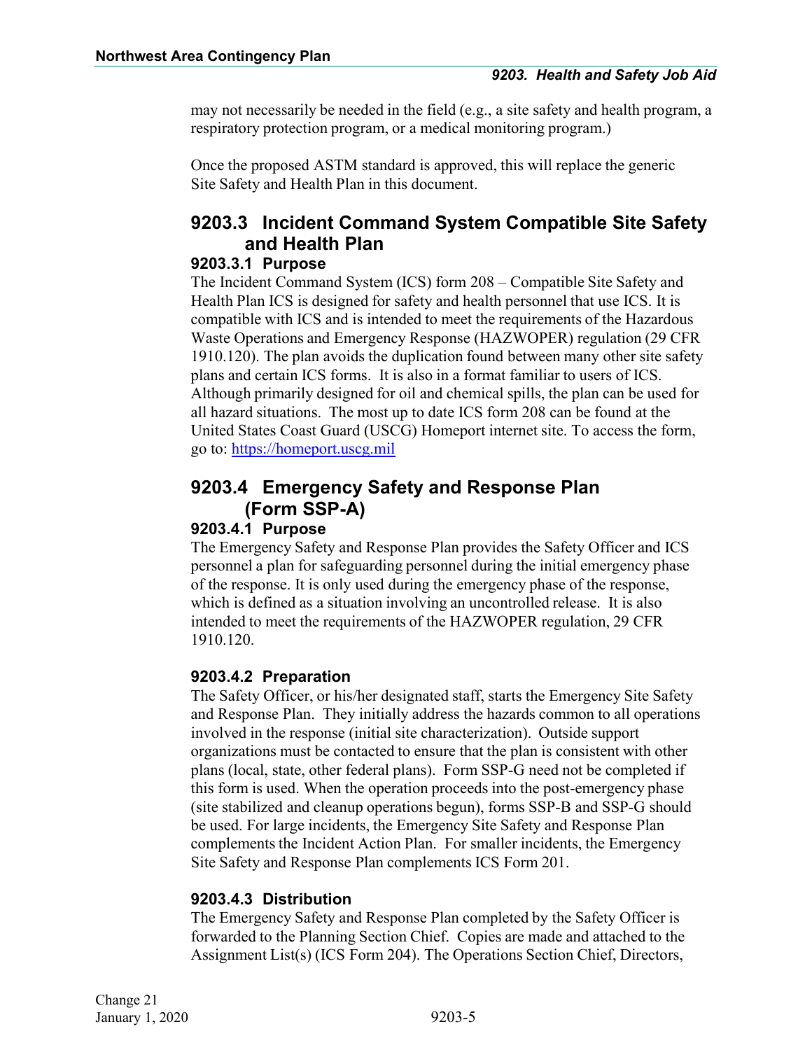may not necessarily be needed in the field (e.g., a site safety and health program, a respiratory protection program, or a medical monitoring program.)

Once the proposed ASTM standard is approved, this will replace the generic Site Safety and Health Plan in this document.

## 9203.3 Incident Command System Compatible Site Safety and Health Plan

### 9203.3.1 Purpose

The Incident Command System (ICS) form 208 – Compatible Site Safety and Health Plan ICS is designed for safety and health personnel that use ICS. It is compatible with ICS and is intended to meet the requirements of the Hazardous Waste Operations and Emergency Response (HAZWOPER) regulation (29 CFR 1910.120). The plan avoids the duplication found between many other site safety plans and certain ICS forms. It is also in a format familiar to users of ICS. Although primarily designed for oil and chemical spills, the plan can be used for all hazard situations. The most up to date ICS form 208 can be found at the United States Coast Guard (USCG) Homeport internet site. To access the form, go to: [https://homeport.uscg.mil](https://homeport.uscg.mil)

## 9203.4 Emergency Safety and Response Plan (Form SSP-A)

### 9203.4.1 Purpose

The Emergency Safety and Response Plan provides the Safety Officer and ICS personnel a plan for safeguarding personnel during the initial emergency phase of the response. It is only used during the emergency phase of the response, which is defined as a situation involving an uncontrolled release. It is also intended to meet the requirements of the HAZWOPER regulation, 29 CFR 1910.120.

### 9203.4.2 Preparation

The Safety Officer, or his/her designated staff, starts the Emergency Site Safety and Response Plan. They initially address the hazards common to all operations involved in the response (initial site characterization). Outside support organizations must be contacted to ensure that the plan is consistent with other plans (local, state, other federal plans). Form SSP-G need not be completed if this form is used. When the operation proceeds into the post-emergency phase (site stabilized and cleanup operations begun), forms SSP-B and SSP-G should be used. For large incidents, the Emergency Site Safety and Response Plan complements the Incident Action Plan. For smaller incidents, the Emergency Site Safety and Response Plan complements ICS Form 201.

### 9203.4.3 Distribution

The Emergency Safety and Response Plan completed by the Safety Officer is forwarded to the Planning Section Chief. Copies are made and attached to the Assignment List(s) (ICS Form 204). The Operations Section Chief, Directors,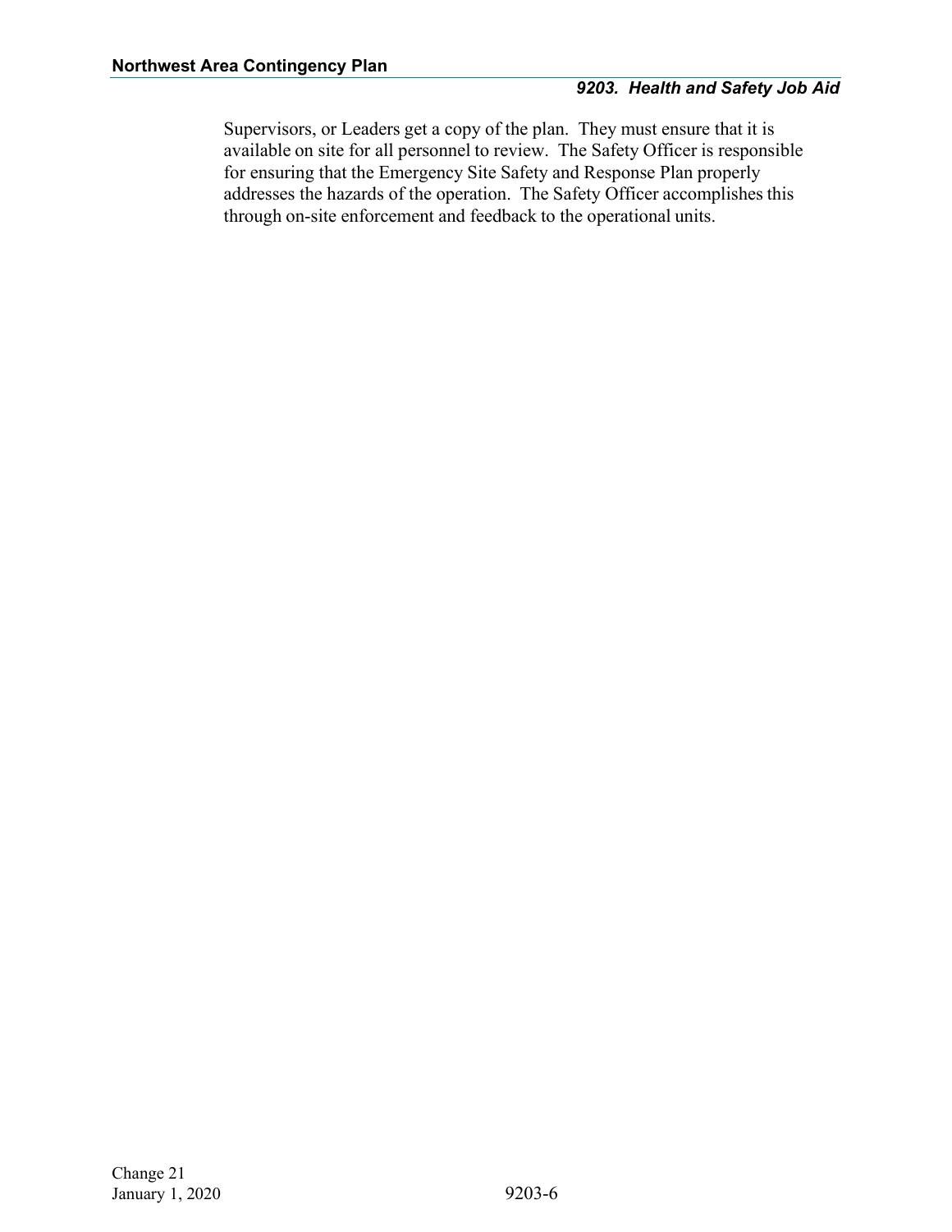Supervisors, or Leaders get a copy of the plan. They must ensure that it is available on site for all personnel to review. The Safety Officer is responsible for ensuring that the Emergency Site Safety and Response Plan properly addresses the hazards of the operation. The Safety Officer accomplishes this through on-site enforcement and feedback to the operational units.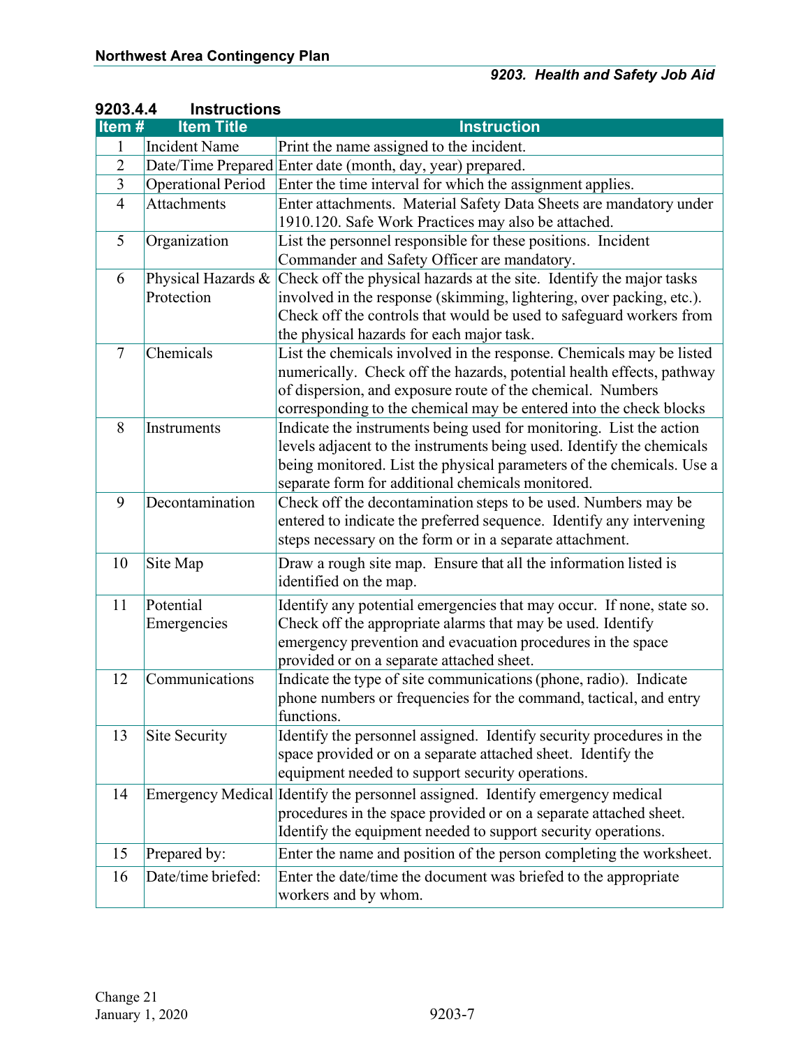### 9203.4.4 Instructions

| Item # | Item Title | Instruction |
|---|---|---|
| 1 | Incident Name | Print the name assigned to the incident. |
| 2 | Date/Time Prepared | Enter date (month, day, year) prepared. |
| 3 | Operational Period | Enter the time interval for which the assignment applies. |
| 4 | Attachments | Enter attachments. Material Safety Data Sheets are mandatory under 1910.120. Safe Work Practices may also be attached. |
| 5 | Organization | List the personnel responsible for these positions. Incident Commander and Safety Officer are mandatory. |
| 6 | Physical Hazards & Protection | Check off the physical hazards at the site. Identify the major tasks involved in the response (skimming, lightering, over packing, etc.). Check off the controls that would be used to safeguard workers from the physical hazards for each major task. |
| 7 | Chemicals | List the chemicals involved in the response. Chemicals may be listed numerically. Check off the hazards, potential health effects, pathway of dispersion, and exposure route of the chemical. Numbers corresponding to the chemical may be entered into the check blocks |
| 8 | Instruments | Indicate the instruments being used for monitoring. List the action levels adjacent to the instruments being used. Identify the chemicals being monitored. List the physical parameters of the chemicals. Use a separate form for additional chemicals monitored. |
| 9 | Decontamination | Check off the decontamination steps to be used. Numbers may be entered to indicate the preferred sequence. Identify any intervening steps necessary on the form or in a separate attachment. |
| 10 | Site Map | Draw a rough site map. Ensure that all the information listed is identified on the map. |
| 11 | Potential Emergencies | Identify any potential emergencies that may occur. If none, state so. Check off the appropriate alarms that may be used. Identify emergency prevention and evacuation procedures in the space provided or on a separate attached sheet. |
| 12 | Communications | Indicate the type of site communications (phone, radio). Indicate phone numbers or frequencies for the command, tactical, and entry functions. |
| 13 | Site Security | Identify the personnel assigned. Identify security procedures in the space provided or on a separate attached sheet. Identify the equipment needed to support security operations. |
| 14 | Emergency Medical | Identify the personnel assigned. Identify emergency medical procedures in the space provided or on a separate attached sheet. Identify the equipment needed to support security operations. |
| 15 | Prepared by: | Enter the name and position of the person completing the worksheet. |
| 16 | Date/time briefed: | Enter the date/time the document was briefed to the appropriate workers and by whom. |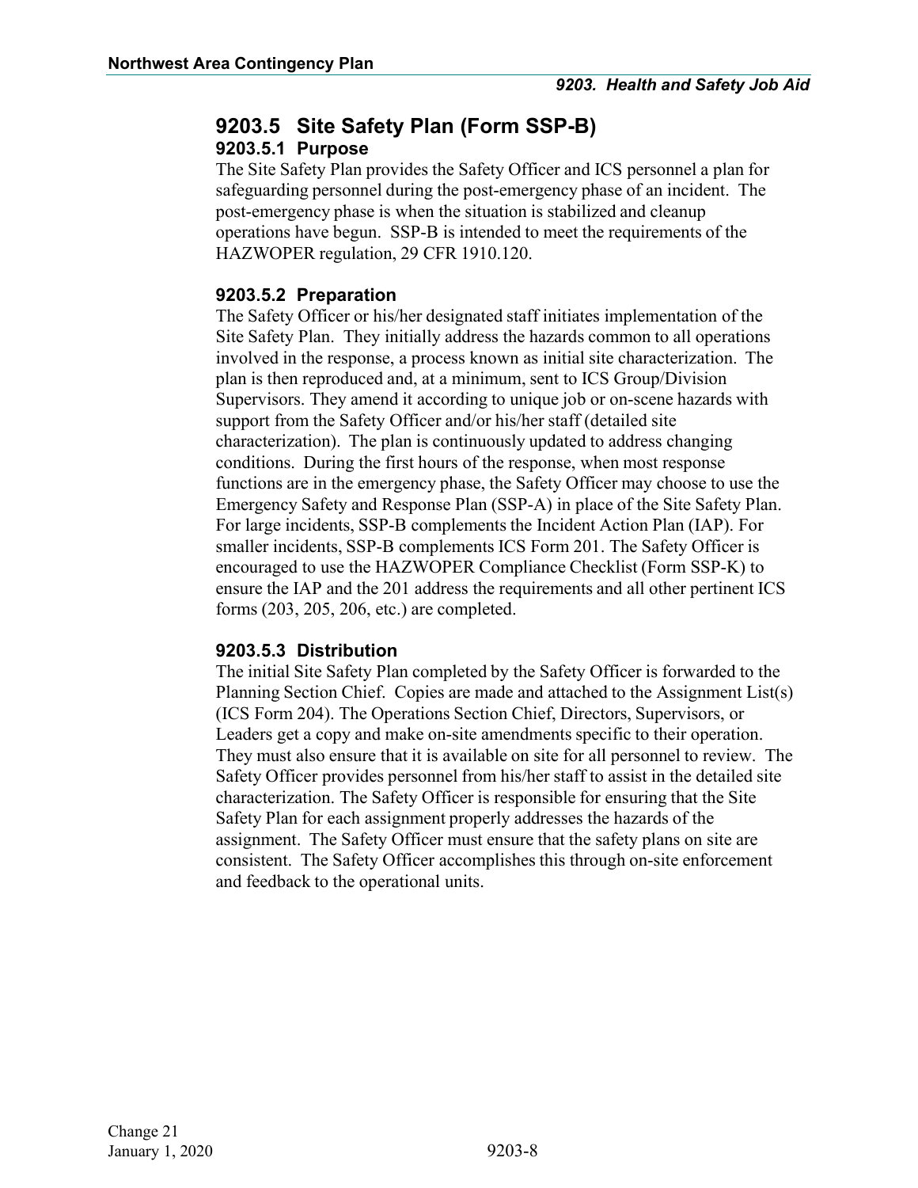## 9203.5 Site Safety Plan (Form SSP-B)

### 9203.5.1 Purpose

The Site Safety Plan provides the Safety Officer and ICS personnel a plan for safeguarding personnel during the post-emergency phase of an incident. The post-emergency phase is when the situation is stabilized and cleanup operations have begun. SSP-B is intended to meet the requirements of the HAZWOPER regulation, 29 CFR 1910.120.

### 9203.5.2 Preparation

The Safety Officer or his/her designated staff initiates implementation of the Site Safety Plan. They initially address the hazards common to all operations involved in the response, a process known as initial site characterization. The plan is then reproduced and, at a minimum, sent to ICS Group/Division Supervisors. They amend it according to unique job or on-scene hazards with support from the Safety Officer and/or his/her staff (detailed site characterization). The plan is continuously updated to address changing conditions. During the first hours of the response, when most response functions are in the emergency phase, the Safety Officer may choose to use the Emergency Safety and Response Plan (SSP-A) in place of the Site Safety Plan. For large incidents, SSP-B complements the Incident Action Plan (IAP). For smaller incidents, SSP-B complements ICS Form 201. The Safety Officer is encouraged to use the HAZWOPER Compliance Checklist (Form SSP-K) to ensure the IAP and the 201 address the requirements and all other pertinent ICS forms (203, 205, 206, etc.) are completed.

### 9203.5.3 Distribution

The initial Site Safety Plan completed by the Safety Officer is forwarded to the Planning Section Chief. Copies are made and attached to the Assignment List(s) (ICS Form 204). The Operations Section Chief, Directors, Supervisors, or Leaders get a copy and make on-site amendments specific to their operation. They must also ensure that it is available on site for all personnel to review. The Safety Officer provides personnel from his/her staff to assist in the detailed site characterization. The Safety Officer is responsible for ensuring that the Site Safety Plan for each assignment properly addresses the hazards of the assignment. The Safety Officer must ensure that the safety plans on site are consistent. The Safety Officer accomplishes this through on-site enforcement and feedback to the operational units.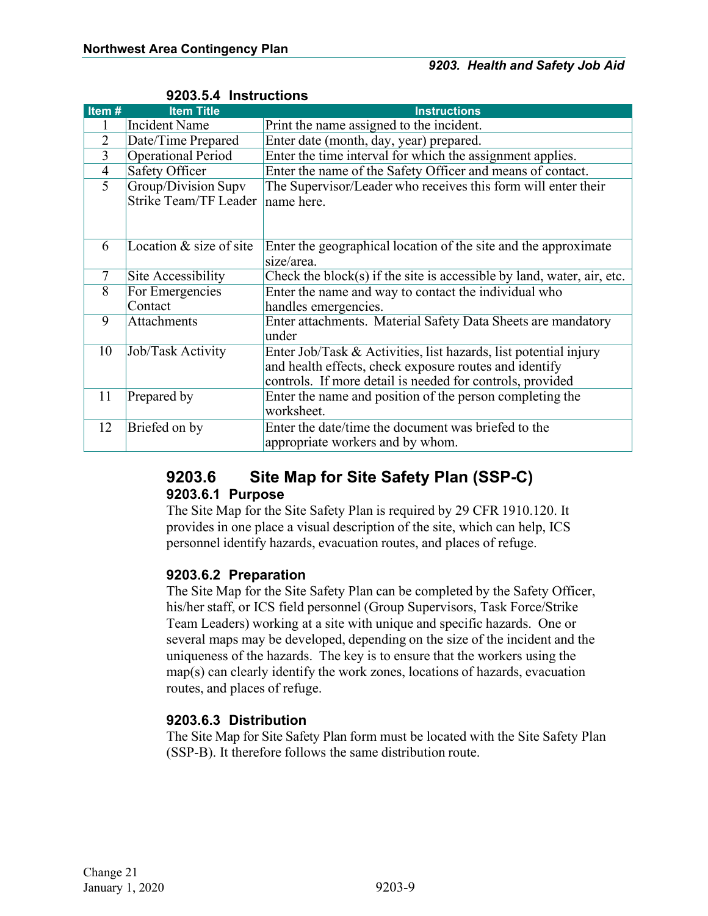### 9203.5.4 Instructions

| Item # | Item Title | Instructions |
|---|---|---|
| 1 | Incident Name | Print the name assigned to the incident. |
| 2 | Date/Time Prepared | Enter date (month, day, year) prepared. |
| 3 | Operational Period | Enter the time interval for which the assignment applies. |
| 4 | Safety Officer | Enter the name of the Safety Officer and means of contact. |
| 5 | Group/Division Supv Strike Team/TF Leader | The Supervisor/Leader who receives this form will enter their name here. |
| 6 | Location & size of site | Enter the geographical location of the site and the approximate size/area. |
| 7 | Site Accessibility | Check the block(s) if the site is accessible by land, water, air, etc. |
| 8 | For Emergencies Contact | Enter the name and way to contact the individual who handles emergencies. |
| 9 | Attachments | Enter attachments. Material Safety Data Sheets are mandatory under |
| 10 | Job/Task Activity | Enter Job/Task & Activities, list hazards, list potential injury and health effects, check exposure routes and identify controls. If more detail is needed for controls, provided |
| 11 | Prepared by | Enter the name and position of the person completing the worksheet. |
| 12 | Briefed on by | Enter the date/time the document was briefed to the appropriate workers and by whom. |

## 9203.6 Site Map for Site Safety Plan (SSP-C)

### 9203.6.1 Purpose

The Site Map for the Site Safety Plan is required by 29 CFR 1910.120. It provides in one place a visual description of the site, which can help, ICS personnel identify hazards, evacuation routes, and places of refuge.

### 9203.6.2 Preparation

The Site Map for the Site Safety Plan can be completed by the Safety Officer, his/her staff, or ICS field personnel (Group Supervisors, Task Force/Strike Team Leaders) working at a site with unique and specific hazards. One or several maps may be developed, depending on the size of the incident and the uniqueness of the hazards. The key is to ensure that the workers using the map(s) can clearly identify the work zones, locations of hazards, evacuation routes, and places of refuge.

### 9203.6.3 Distribution

The Site Map for Site Safety Plan form must be located with the Site Safety Plan (SSP-B). It therefore follows the same distribution route.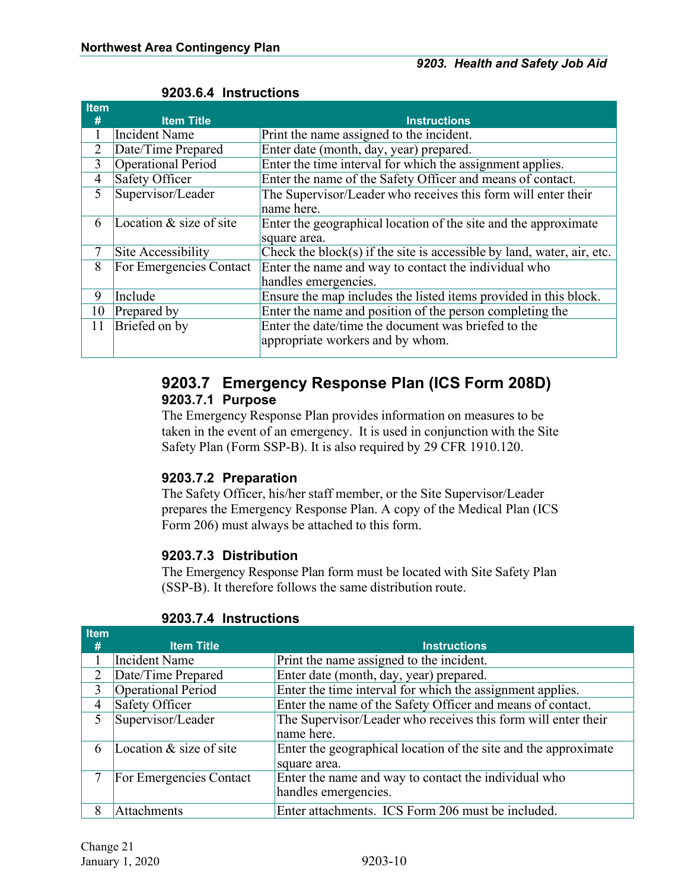### 9203.6.4 Instructions

| Item # | Item Title | Instructions |
|---|---|---|
| 1 | Incident Name | Print the name assigned to the incident. |
| 2 | Date/Time Prepared | Enter date (month, day, year) prepared. |
| 3 | Operational Period | Enter the time interval for which the assignment applies. |
| 4 | Safety Officer | Enter the name of the Safety Officer and means of contact. |
| 5 | Supervisor/Leader | The Supervisor/Leader who receives this form will enter their name here. |
| 6 | Location & size of site | Enter the geographical location of the site and the approximate square area. |
| 7 | Site Accessibility | Check the block(s) if the site is accessible by land, water, air, etc. |
| 8 | For Emergencies Contact | Enter the name and way to contact the individual who handles emergencies. |
| 9 | Include | Ensure the map includes the listed items provided in this block. |
| 10 | Prepared by | Enter the name and position of the person completing the |
| 11 | Briefed on by | Enter the date/time the document was briefed to the appropriate workers and by whom. |

## 9203.7 Emergency Response Plan (ICS Form 208D)

### 9203.7.1 Purpose

The Emergency Response Plan provides information on measures to be taken in the event of an emergency. It is used in conjunction with the Site Safety Plan (Form SSP-B). It is also required by 29 CFR 1910.120.

### 9203.7.2 Preparation

The Safety Officer, his/her staff member, or the Site Supervisor/Leader prepares the Emergency Response Plan. A copy of the Medical Plan (ICS Form 206) must always be attached to this form.

### 9203.7.3 Distribution

The Emergency Response Plan form must be located with Site Safety Plan (SSP-B). It therefore follows the same distribution route.

### 9203.7.4 Instructions

| Item # | Item Title | Instructions |
|---|---|---|
| 1 | Incident Name | Print the name assigned to the incident. |
| 2 | Date/Time Prepared | Enter date (month, day, year) prepared. |
| 3 | Operational Period | Enter the time interval for which the assignment applies. |
| 4 | Safety Officer | Enter the name of the Safety Officer and means of contact. |
| 5 | Supervisor/Leader | The Supervisor/Leader who receives this form will enter their name here. |
| 6 | Location & size of site | Enter the geographical location of the site and the approximate square area. |
| 7 | For Emergencies Contact | Enter the name and way to contact the individual who handles emergencies. |
| 8 | Attachments | Enter attachments. ICS Form 206 must be included. |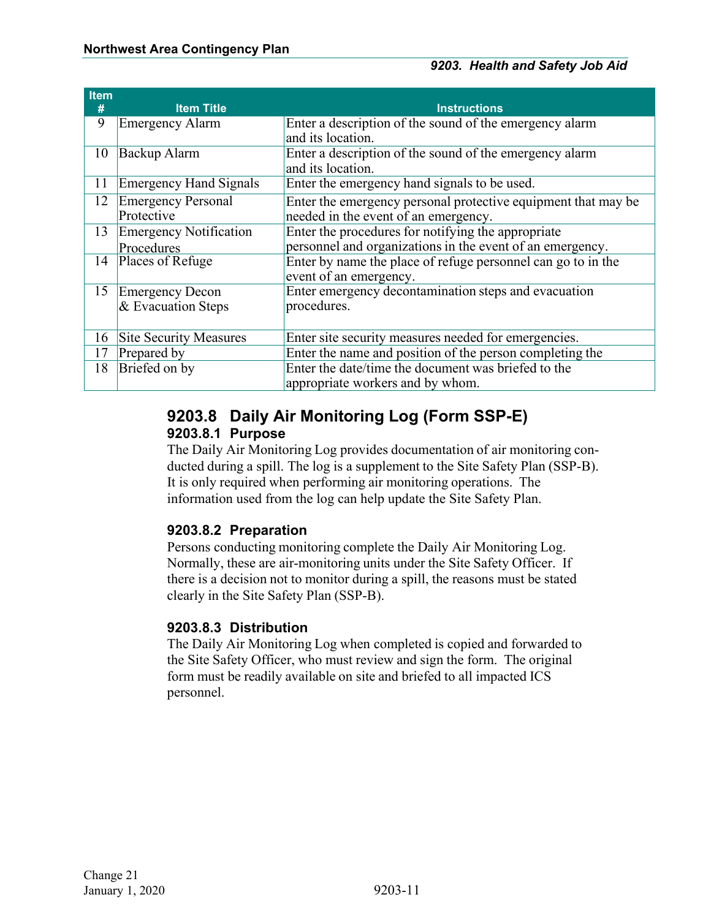| Item # | Item Title | Instructions |
| --- | --- | --- |
| 9 | Emergency Alarm | Enter a description of the sound of the emergency alarm and its location. |
| 10 | Backup Alarm | Enter a description of the sound of the emergency alarm and its location. |
| 11 | Emergency Hand Signals | Enter the emergency hand signals to be used. |
| 12 | Emergency Personal Protective | Enter the emergency personal protective equipment that may be needed in the event of an emergency. |
| 13 | Emergency Notification Procedures | Enter the procedures for notifying the appropriate personnel and organizations in the event of an emergency. |
| 14 | Places of Refuge | Enter by name the place of refuge personnel can go to in the event of an emergency. |
| 15 | Emergency Decon & Evacuation Steps | Enter emergency decontamination steps and evacuation procedures. |
| 16 | Site Security Measures | Enter site security measures needed for emergencies. |
| 17 | Prepared by | Enter the name and position of the person completing the |
| 18 | Briefed on by | Enter the date/time the document was briefed to the appropriate workers and by whom. |

## 9203.8 Daily Air Monitoring Log (Form SSP-E)

### 9203.8.1 Purpose

The Daily Air Monitoring Log provides documentation of air monitoring conducted during a spill. The log is a supplement to the Site Safety Plan (SSP-B). It is only required when performing air monitoring operations. The information used from the log can help update the Site Safety Plan.

### 9203.8.2 Preparation

Persons conducting monitoring complete the Daily Air Monitoring Log. Normally, these are air-monitoring units under the Site Safety Officer. If there is a decision not to monitor during a spill, the reasons must be stated clearly in the Site Safety Plan (SSP-B).

### 9203.8.3 Distribution

The Daily Air Monitoring Log when completed is copied and forwarded to the Site Safety Officer, who must review and sign the form. The original form must be readily available on site and briefed to all impacted ICS personnel.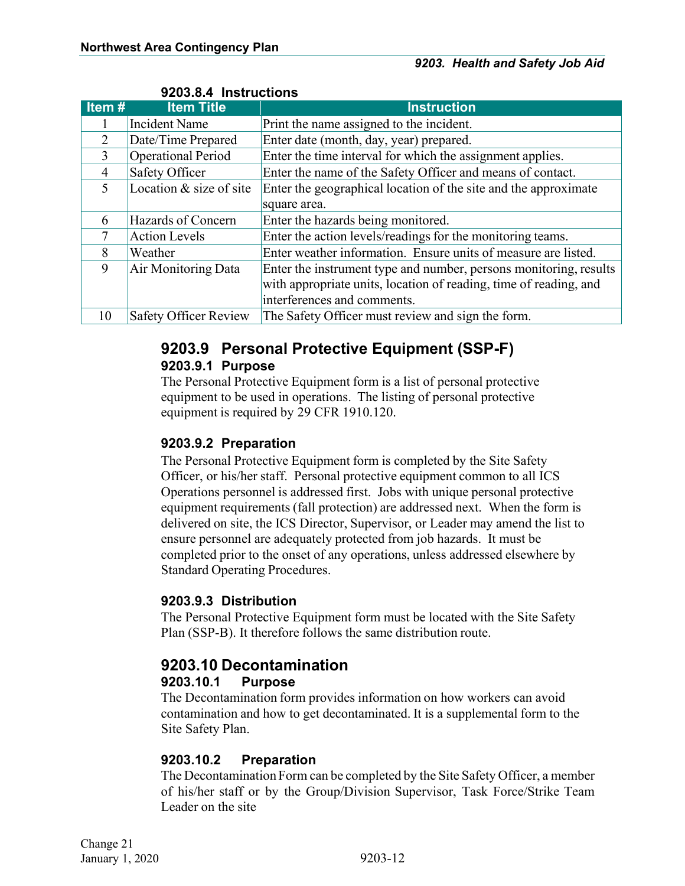#### 9203.8.4 Instructions

| Item # | Item Title | Instruction |
|---|---|---|
| 1 | Incident Name | Print the name assigned to the incident. |
| 2 | Date/Time Prepared | Enter date (month, day, year) prepared. |
| 3 | Operational Period | Enter the time interval for which the assignment applies. |
| 4 | Safety Officer | Enter the name of the Safety Officer and means of contact. |
| 5 | Location & size of site | Enter the geographical location of the site and the approximate square area. |
| 6 | Hazards of Concern | Enter the hazards being monitored. |
| 7 | Action Levels | Enter the action levels/readings for the monitoring teams. |
| 8 | Weather | Enter weather information. Ensure units of measure are listed. |
| 9 | Air Monitoring Data | Enter the instrument type and number, persons monitoring, results with appropriate units, location of reading, time of reading, and interferences and comments. |
| 10 | Safety Officer Review | The Safety Officer must review and sign the form. |

## 9203.9 Personal Protective Equipment (SSP-F)

#### 9203.9.1 Purpose

The Personal Protective Equipment form is a list of personal protective equipment to be used in operations. The listing of personal protective equipment is required by 29 CFR 1910.120.

#### 9203.9.2 Preparation

The Personal Protective Equipment form is completed by the Site Safety Officer, or his/her staff. Personal protective equipment common to all ICS Operations personnel is addressed first. Jobs with unique personal protective equipment requirements (fall protection) are addressed next. When the form is delivered on site, the ICS Director, Supervisor, or Leader may amend the list to ensure personnel are adequately protected from job hazards. It must be completed prior to the onset of any operations, unless addressed elsewhere by Standard Operating Procedures.

#### 9203.9.3 Distribution

The Personal Protective Equipment form must be located with the Site Safety Plan (SSP-B). It therefore follows the same distribution route.

## 9203.10 Decontamination

#### 9203.10.1 Purpose

The Decontamination form provides information on how workers can avoid contamination and how to get decontaminated. It is a supplemental form to the Site Safety Plan.

#### 9203.10.2 Preparation

The Decontamination Form can be completed by the Site Safety Officer, a member of his/her staff or by the Group/Division Supervisor, Task Force/Strike Team Leader on the site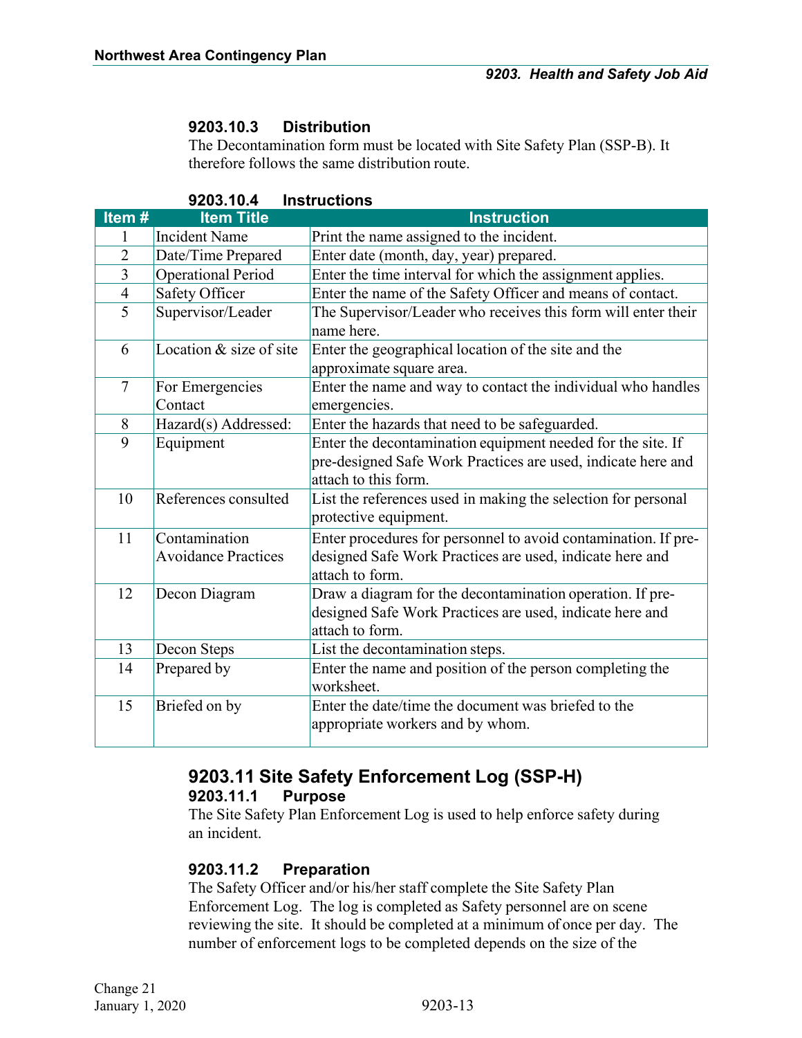### 9203.10.3 Distribution

The Decontamination form must be located with Site Safety Plan (SSP-B). It therefore follows the same distribution route.

### 9203.10.4 Instructions

| Item # | Item Title | Instruction |
|---|---|---|
| 1 | Incident Name | Print the name assigned to the incident. |
| 2 | Date/Time Prepared | Enter date (month, day, year) prepared. |
| 3 | Operational Period | Enter the time interval for which the assignment applies. |
| 4 | Safety Officer | Enter the name of the Safety Officer and means of contact. |
| 5 | Supervisor/Leader | The Supervisor/Leader who receives this form will enter their name here. |
| 6 | Location & size of site | Enter the geographical location of the site and the approximate square area. |
| 7 | For Emergencies Contact | Enter the name and way to contact the individual who handles emergencies. |
| 8 | Hazard(s) Addressed: | Enter the hazards that need to be safeguarded. |
| 9 | Equipment | Enter the decontamination equipment needed for the site. If pre-designed Safe Work Practices are used, indicate here and attach to this form. |
| 10 | References consulted | List the references used in making the selection for personal protective equipment. |
| 11 | Contamination Avoidance Practices | Enter procedures for personnel to avoid contamination. If pre-designed Safe Work Practices are used, indicate here and attach to form. |
| 12 | Decon Diagram | Draw a diagram for the decontamination operation. If pre-designed Safe Work Practices are used, indicate here and attach to form. |
| 13 | Decon Steps | List the decontamination steps. |
| 14 | Prepared by | Enter the name and position of the person completing the worksheet. |
| 15 | Briefed on by | Enter the date/time the document was briefed to the appropriate workers and by whom. |

## 9203.11 Site Safety Enforcement Log (SSP-H)

### 9203.11.1 Purpose

The Site Safety Plan Enforcement Log is used to help enforce safety during an incident.

### 9203.11.2 Preparation

The Safety Officer and/or his/her staff complete the Site Safety Plan Enforcement Log. The log is completed as Safety personnel are on scene reviewing the site. It should be completed at a minimum of once per day. The number of enforcement logs to be completed depends on the size of the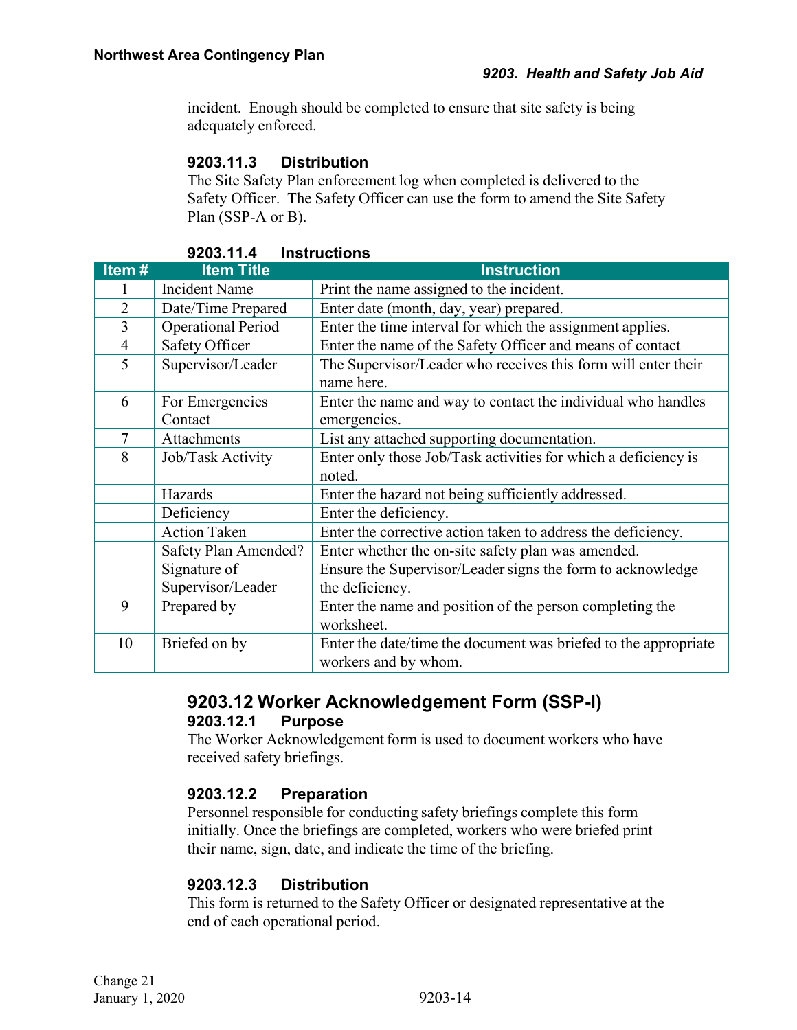incident. Enough should be completed to ensure that site safety is being adequately enforced.

#### 9203.11.3 Distribution

The Site Safety Plan enforcement log when completed is delivered to the Safety Officer. The Safety Officer can use the form to amend the Site Safety Plan (SSP-A or B).

#### 9203.11.4 Instructions

| Item # | Item Title | Instruction |
|---|---|---|
| 1 | Incident Name | Print the name assigned to the incident. |
| 2 | Date/Time Prepared | Enter date (month, day, year) prepared. |
| 3 | Operational Period | Enter the time interval for which the assignment applies. |
| 4 | Safety Officer | Enter the name of the Safety Officer and means of contact |
| 5 | Supervisor/Leader | The Supervisor/Leader who receives this form will enter their name here. |
| 6 | For Emergencies Contact | Enter the name and way to contact the individual who handles emergencies. |
| 7 | Attachments | List any attached supporting documentation. |
| 8 | Job/Task Activity | Enter only those Job/Task activities for which a deficiency is noted. |
| | Hazards | Enter the hazard not being sufficiently addressed. |
| | Deficiency | Enter the deficiency. |
| | Action Taken | Enter the corrective action taken to address the deficiency. |
| | Safety Plan Amended? | Enter whether the on-site safety plan was amended. |
| | Signature of Supervisor/Leader | Ensure the Supervisor/Leader signs the form to acknowledge the deficiency. |
| 9 | Prepared by | Enter the name and position of the person completing the worksheet. |
| 10 | Briefed on by | Enter the date/time the document was briefed to the appropriate workers and by whom. |

### 9203.12 Worker Acknowledgement Form (SSP-I)

#### 9203.12.1 Purpose

The Worker Acknowledgement form is used to document workers who have received safety briefings.

#### 9203.12.2 Preparation

Personnel responsible for conducting safety briefings complete this form initially. Once the briefings are completed, workers who were briefed print their name, sign, date, and indicate the time of the briefing.

#### 9203.12.3 Distribution

This form is returned to the Safety Officer or designated representative at the end of each operational period.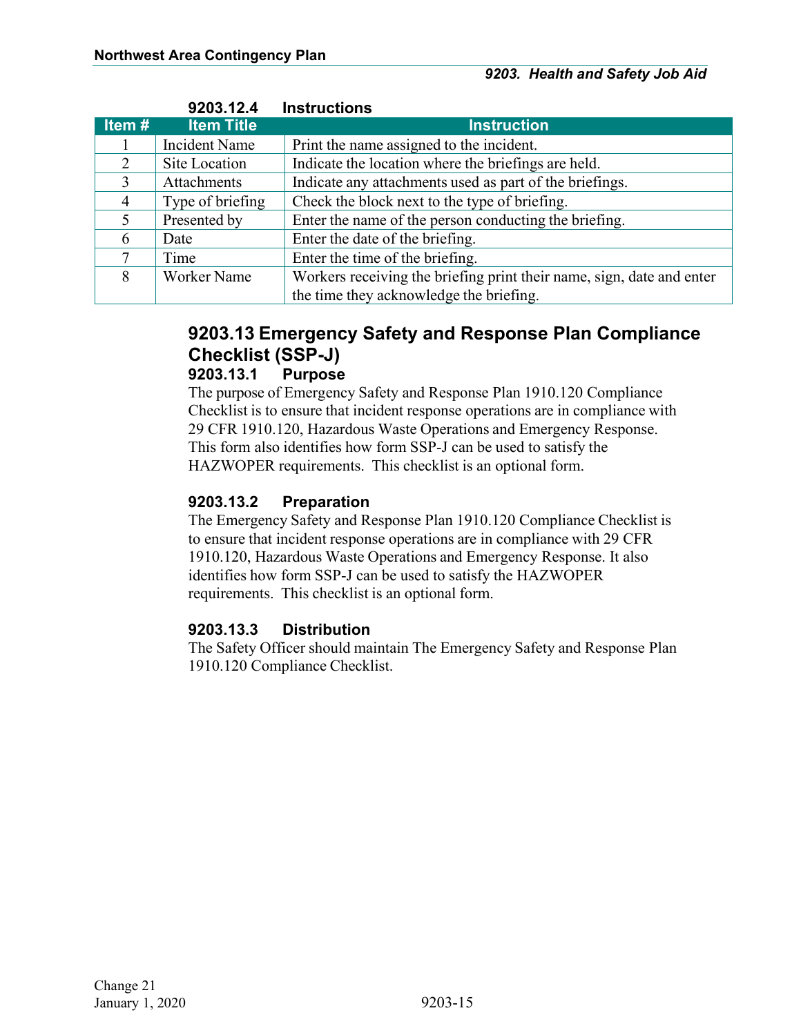#### 9203.12.4 Instructions

| Item # | Item Title | Instruction |
|---|---|---|
| 1 | Incident Name | Print the name assigned to the incident. |
| 2 | Site Location | Indicate the location where the briefings are held. |
| 3 | Attachments | Indicate any attachments used as part of the briefings. |
| 4 | Type of briefing | Check the block next to the type of briefing. |
| 5 | Presented by | Enter the name of the person conducting the briefing. |
| 6 | Date | Enter the date of the briefing. |
| 7 | Time | Enter the time of the briefing. |
| 8 | Worker Name | Workers receiving the briefing print their name, sign, date and enter the time they acknowledge the briefing. |

## 9203.13 Emergency Safety and Response Plan Compliance Checklist (SSP-J)

#### 9203.13.1 Purpose

The purpose of Emergency Safety and Response Plan 1910.120 Compliance Checklist is to ensure that incident response operations are in compliance with 29 CFR 1910.120, Hazardous Waste Operations and Emergency Response. This form also identifies how form SSP-J can be used to satisfy the HAZWOPER requirements. This checklist is an optional form.

#### 9203.13.2 Preparation

The Emergency Safety and Response Plan 1910.120 Compliance Checklist is to ensure that incident response operations are in compliance with 29 CFR 1910.120, Hazardous Waste Operations and Emergency Response. It also identifies how form SSP-J can be used to satisfy the HAZWOPER requirements. This checklist is an optional form.

#### 9203.13.3 Distribution

The Safety Officer should maintain The Emergency Safety and Response Plan 1910.120 Compliance Checklist.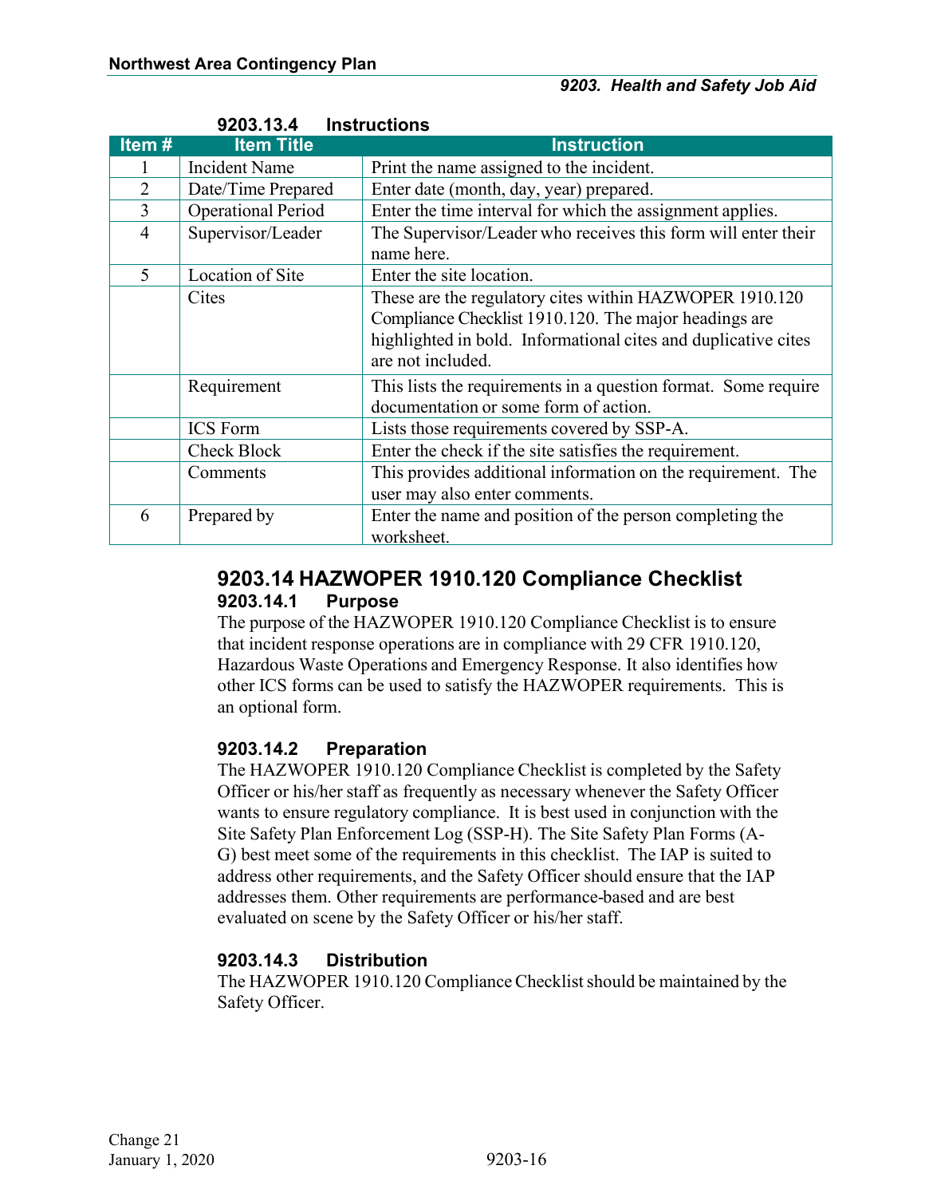#### 9203.13.4 Instructions

| Item # | Item Title | Instruction |
|---|---|---|
| 1 | Incident Name | Print the name assigned to the incident. |
| 2 | Date/Time Prepared | Enter date (month, day, year) prepared. |
| 3 | Operational Period | Enter the time interval for which the assignment applies. |
| 4 | Supervisor/Leader | The Supervisor/Leader who receives this form will enter their name here. |
| 5 | Location of Site | Enter the site location. |
| | Cites | These are the regulatory cites within HAZWOPER 1910.120 Compliance Checklist 1910.120. The major headings are highlighted in bold. Informational cites and duplicative cites are not included. |
| | Requirement | This lists the requirements in a question format. Some require documentation or some form of action. |
| | ICS Form | Lists those requirements covered by SSP-A. |
| | Check Block | Enter the check if the site satisfies the requirement. |
| | Comments | This provides additional information on the requirement. The user may also enter comments. |
| 6 | Prepared by | Enter the name and position of the person completing the worksheet. |

## 9203.14 HAZWOPER 1910.120 Compliance Checklist

### 9203.14.1 Purpose

The purpose of the HAZWOPER 1910.120 Compliance Checklist is to ensure that incident response operations are in compliance with 29 CFR 1910.120, Hazardous Waste Operations and Emergency Response. It also identifies how other ICS forms can be used to satisfy the HAZWOPER requirements. This is an optional form.

### 9203.14.2 Preparation

The HAZWOPER 1910.120 Compliance Checklist is completed by the Safety Officer or his/her staff as frequently as necessary whenever the Safety Officer wants to ensure regulatory compliance. It is best used in conjunction with the Site Safety Plan Enforcement Log (SSP-H). The Site Safety Plan Forms (A-G) best meet some of the requirements in this checklist. The IAP is suited to address other requirements, and the Safety Officer should ensure that the IAP addresses them. Other requirements are performance-based and are best evaluated on scene by the Safety Officer or his/her staff.

### 9203.14.3 Distribution

The HAZWOPER 1910.120 Compliance Checklist should be maintained by the Safety Officer.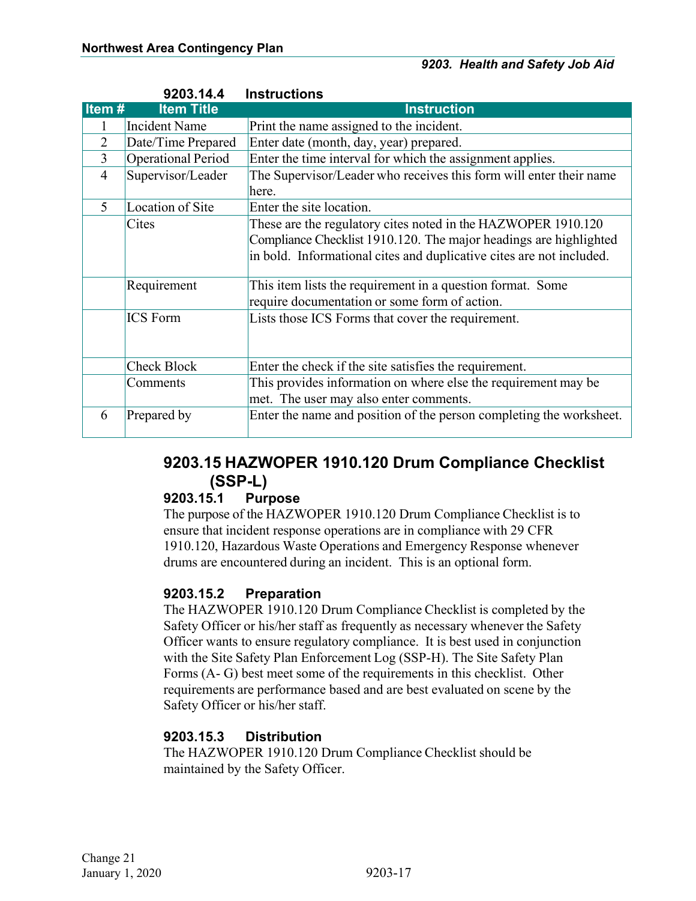#### 9203.14.4 Instructions

| Item # | Item Title | Instruction |
| --- | --- | --- |
| 1 | Incident Name | Print the name assigned to the incident. |
| 2 | Date/Time Prepared | Enter date (month, day, year) prepared. |
| 3 | Operational Period | Enter the time interval for which the assignment applies. |
| 4 | Supervisor/Leader | The Supervisor/Leader who receives this form will enter their name here. |
| 5 | Location of Site | Enter the site location. |
| | Cites | These are the regulatory cites noted in the HAZWOPER 1910.120 Compliance Checklist 1910.120. The major headings are highlighted in bold. Informational cites and duplicative cites are not included. |
| | Requirement | This item lists the requirement in a question format. Some require documentation or some form of action. |
| | ICS Form | Lists those ICS Forms that cover the requirement. |
| | Check Block | Enter the check if the site satisfies the requirement. |
| | Comments | This provides information on where else the requirement may be met. The user may also enter comments. |
| 6 | Prepared by | Enter the name and position of the person completing the worksheet. |

## 9203.15 HAZWOPER 1910.120 Drum Compliance Checklist (SSP-L)

### 9203.15.1 Purpose

The purpose of the HAZWOPER 1910.120 Drum Compliance Checklist is to ensure that incident response operations are in compliance with 29 CFR 1910.120, Hazardous Waste Operations and Emergency Response whenever drums are encountered during an incident. This is an optional form.

### 9203.15.2 Preparation

The HAZWOPER 1910.120 Drum Compliance Checklist is completed by the Safety Officer or his/her staff as frequently as necessary whenever the Safety Officer wants to ensure regulatory compliance. It is best used in conjunction with the Site Safety Plan Enforcement Log (SSP-H). The Site Safety Plan Forms (A- G) best meet some of the requirements in this checklist. Other requirements are performance based and are best evaluated on scene by the Safety Officer or his/her staff.

### 9203.15.3 Distribution

The HAZWOPER 1910.120 Drum Compliance Checklist should be maintained by the Safety Officer.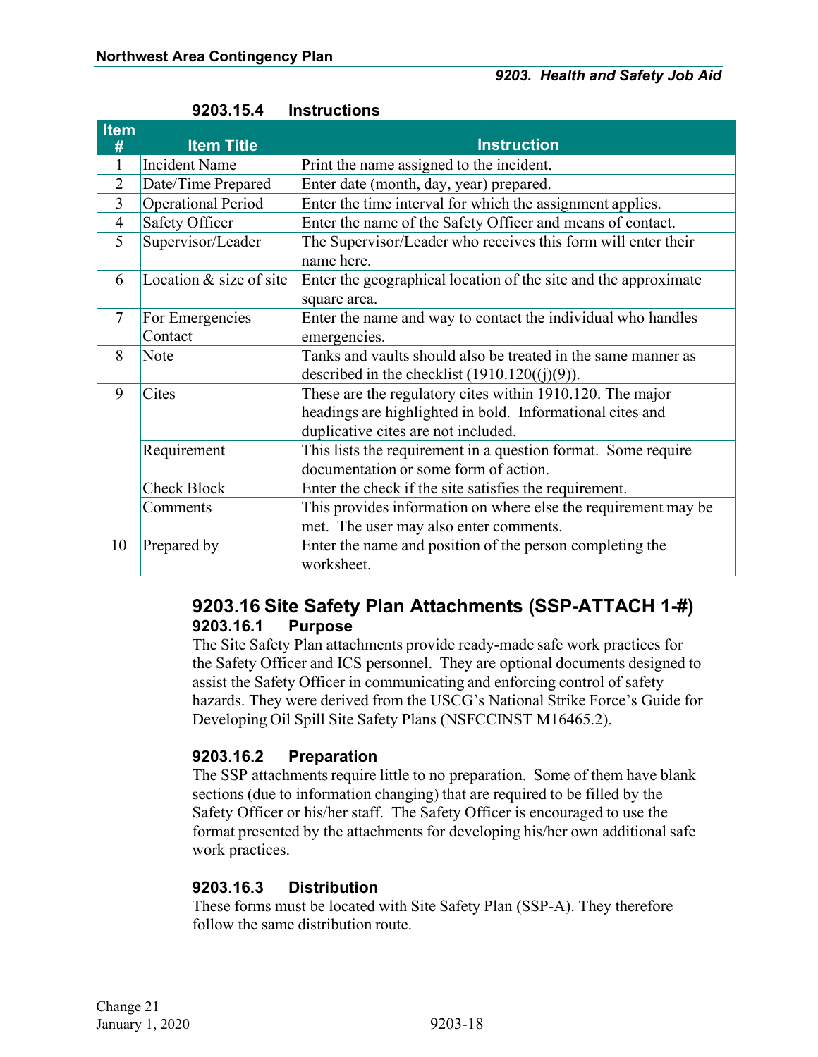#### 9203.15.4 Instructions

| Item # | Item Title | Instruction |
|---|---|---|
| 1 | Incident Name | Print the name assigned to the incident. |
| 2 | Date/Time Prepared | Enter date (month, day, year) prepared. |
| 3 | Operational Period | Enter the time interval for which the assignment applies. |
| 4 | Safety Officer | Enter the name of the Safety Officer and means of contact. |
| 5 | Supervisor/Leader | The Supervisor/Leader who receives this form will enter their name here. |
| 6 | Location & size of site | Enter the geographical location of the site and the approximate square area. |
| 7 | For Emergencies Contact | Enter the name and way to contact the individual who handles emergencies. |
| 8 | Note | Tanks and vaults should also be treated in the same manner as described in the checklist (1910.120((j)(9)). |
| 9 | Cites | These are the regulatory cites within 1910.120. The major headings are highlighted in bold. Informational cites and duplicative cites are not included. |
| | Requirement | This lists the requirement in a question format. Some require documentation or some form of action. |
| | Check Block | Enter the check if the site satisfies the requirement. |
| | Comments | This provides information on where else the requirement may be met. The user may also enter comments. |
| 10 | Prepared by | Enter the name and position of the person completing the worksheet. |

### 9203.16 Site Safety Plan Attachments (SSP-ATTACH 1-#)

#### 9203.16.1 Purpose

The Site Safety Plan attachments provide ready-made safe work practices for the Safety Officer and ICS personnel. They are optional documents designed to assist the Safety Officer in communicating and enforcing control of safety hazards. They were derived from the USCG's National Strike Force's Guide for Developing Oil Spill Site Safety Plans (NSFCCINST M16465.2).

#### 9203.16.2 Preparation

The SSP attachments require little to no preparation. Some of them have blank sections (due to information changing) that are required to be filled by the Safety Officer or his/her staff. The Safety Officer is encouraged to use the format presented by the attachments for developing his/her own additional safe work practices.

#### 9203.16.3 Distribution

These forms must be located with Site Safety Plan (SSP-A). They therefore follow the same distribution route.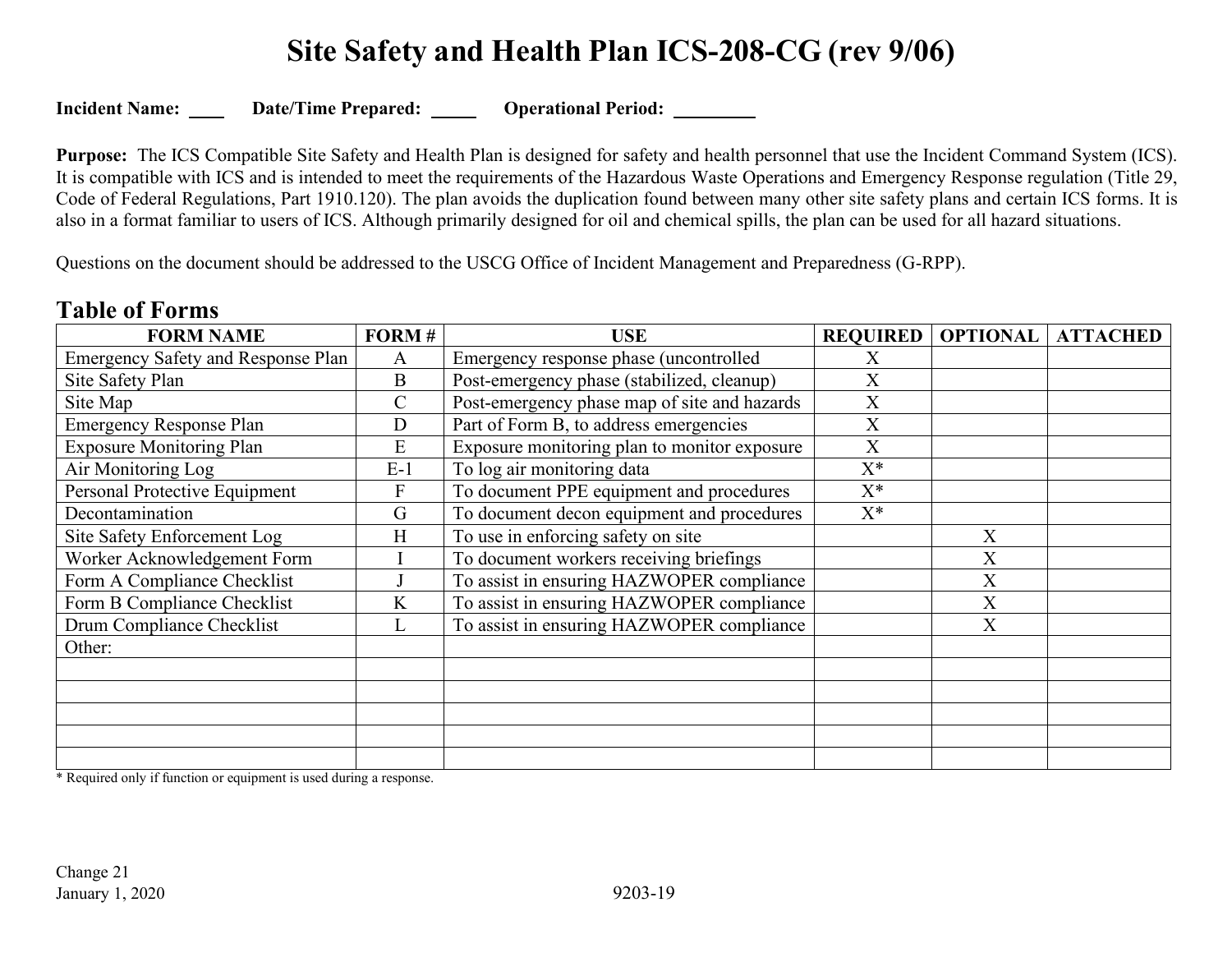# Site Safety and Health Plan ICS-208-CG (rev 9/06)

**Incident Name:** ____ **Date/Time Prepared:** _____ **Operational Period:** _________

**Purpose:** The ICS Compatible Site Safety and Health Plan is designed for safety and health personnel that use the Incident Command System (ICS). It is compatible with ICS and is intended to meet the requirements of the Hazardous Waste Operations and Emergency Response regulation (Title 29, Code of Federal Regulations, Part 1910.120). The plan avoids the duplication found between many other site safety plans and certain ICS forms. It is also in a format familiar to users of ICS. Although primarily designed for oil and chemical spills, the plan can be used for all hazard situations.

Questions on the document should be addressed to the USCG Office of Incident Management and Preparedness (G-RPP).

## Table of Forms

| FORM NAME | FORM # | USE | REQUIRED | OPTIONAL | ATTACHED |
|---|---|---|---|---|---|
| Emergency Safety and Response Plan | A | Emergency response phase (uncontrolled | X | | |
| Site Safety Plan | B | Post-emergency phase (stabilized, cleanup) | X | | |
| Site Map | C | Post-emergency phase map of site and hazards | X | | |
| Emergency Response Plan | D | Part of Form B, to address emergencies | X | | |
| Exposure Monitoring Plan | E | Exposure monitoring plan to monitor exposure | X | | |
| Air Monitoring Log | E-1 | To log air monitoring data | X* | | |
| Personal Protective Equipment | F | To document PPE equipment and procedures | X* | | |
| Decontamination | G | To document decon equipment and procedures | X* | | |
| Site Safety Enforcement Log | H | To use in enforcing safety on site | | X | |
| Worker Acknowledgement Form | I | To document workers receiving briefings | | X | |
| Form A Compliance Checklist | J | To assist in ensuring HAZWOPER compliance | | X | |
| Form B Compliance Checklist | K | To assist in ensuring HAZWOPER compliance | | X | |
| Drum Compliance Checklist | L | To assist in ensuring HAZWOPER compliance | | X | |
| Other: | | | | | |
| | | | | | |
| | | | | | |
| | | | | | |
| | | | | | |
| | | | | | |

* Required only if function or equipment is used during a response.

Change 21
January 1, 2020

9203-19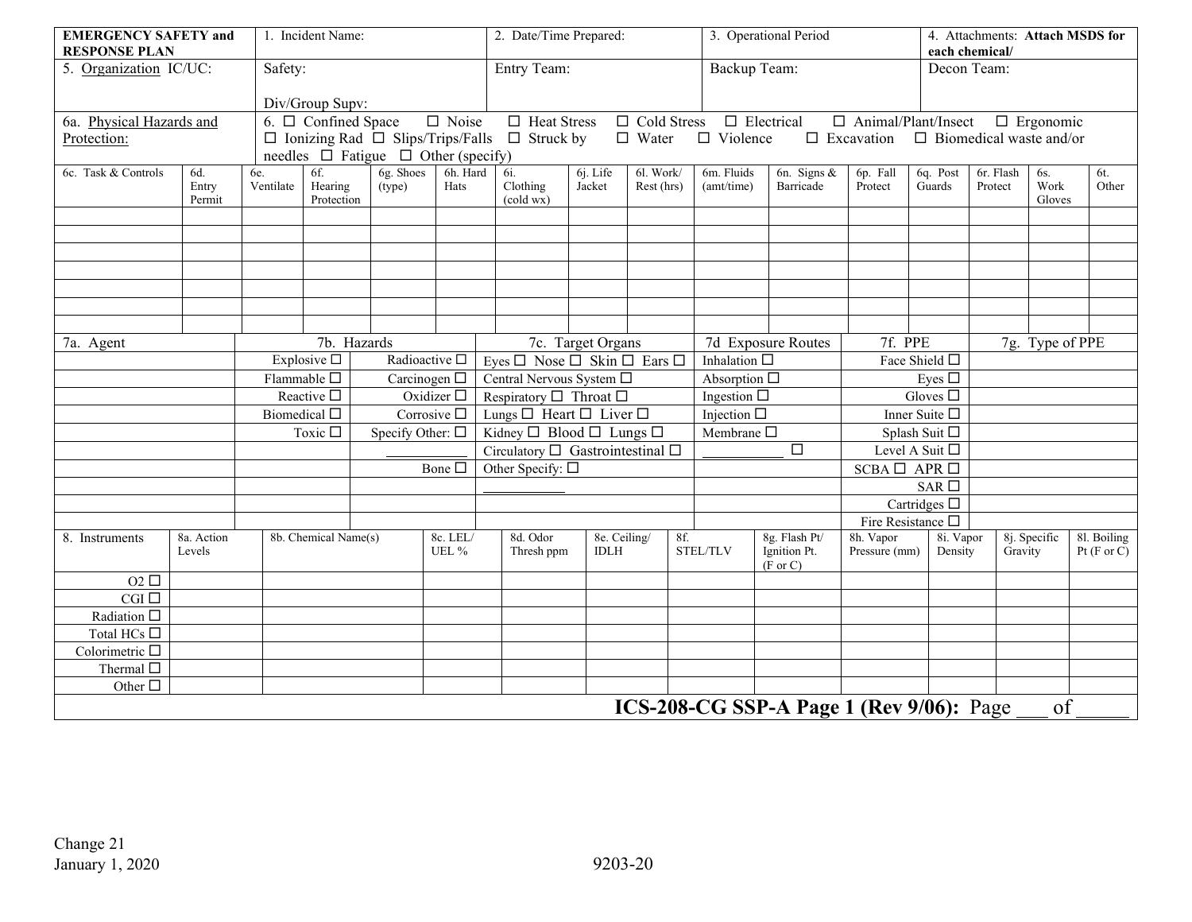| EMERGENCY SAFETY and RESPONSE PLAN | 1. Incident Name: | 2. Date/Time Prepared: | 3. Operational Period | 4. Attachments: **Attach MSDS for each chemical/** |
|---|---|---|---|---|
| 5. Organization IC/UC: | Safety:<br><br>Div/Group Supv: | Entry Team: | Backup Team: | Decon Team: |

**6a. Physical Hazards and Protection:**

6. ☐ Confined Space ☐ Noise ☐ Heat Stress ☐ Cold Stress ☐ Electrical ☐ Animal/Plant/Insect ☐ Ergonomic ☐ Ionizing Rad ☐ Slips/Trips/Falls ☐ Struck by ☐ Water ☐ Violence ☐ Excavation ☐ Biomedical waste and/or needles ☐ Fatigue ☐ Other (specify)

| 6c. Task & Controls | 6d. Entry Permit | 6e. Ventilate | 6f. Hearing Protection | 6g. Shoes (type) | 6h. Hard Hats | 6i. Clothing (cold wx) | 6j. Life Jacket | 6l. Work/ Rest (hrs) | 6m. Fluids (amt/time) | 6n. Signs & Barricade | 6p. Fall Protect | 6q. Post Guards | 6r. Flash Protect | 6s. Work Gloves | 6t. Other |
|---|---|---|---|---|---|---|---|---|---|---|---|---|---|---|---|
| | | | | | | | | | | | | | | | |
| | | | | | | | | | | | | | | | |
| | | | | | | | | | | | | | | | |
| | | | | | | | | | | | | | | | |
| | | | | | | | | | | | | | | | |
| | | | | | | | | | | | | | | | |
| | | | | | | | | | | | | | | | |

| 7a. Agent | 7b. Hazards | | 7c. Target Organs | 7d Exposure Routes | 7f. PPE | 7g. Type of PPE |
|---|---|---|---|---|---|---|
| | Explosive ☐ | Radioactive ☐ | Eyes ☐ Nose ☐ Skin ☐ Ears ☐ | Inhalation ☐ | Face Shield ☐ | |
| | Flammable ☐ | Carcinogen ☐ | Central Nervous System ☐ | Absorption ☐ | Eyes ☐ | |
| | Reactive ☐ | Oxidizer ☐ | Respiratory ☐ Throat ☐ | Ingestion ☐ | Gloves ☐ | |
| | Biomedical ☐ | Corrosive ☐ | Lungs ☐ Heart ☐ Liver ☐ | Injection ☐ | Inner Suite ☐ | |
| | Toxic ☐ | Specify Other: ☐ | Kidney ☐ Blood ☐ Lungs ☐ | Membrane ☐ | Splash Suit ☐ | |
| | | ___________ | Circulatory ☐ Gastrointestinal ☐ | ___________ ☐ | Level A Suit ☐ | |
| | | Bone ☐ | Other Specify: ☐ | | SCBA ☐ APR ☐ | |
| | | | ___________ | | SAR ☐ | |
| | | | | | Cartridges ☐ | |
| | | | | | Fire Resistance ☐ | |

| 8. Instruments | 8a. Action Levels | 8b. Chemical Name(s) | 8c. LEL/ UEL % | 8d. Odor Thresh ppm | 8e. Ceiling/ IDLH | 8f. STEL/TLV | 8g. Flash Pt/ Ignition Pt. (F or C) | 8h. Vapor Pressure (mm) | 8i. Vapor Density | 8j. Specific Gravity | 8l. Boiling Pt (F or C) |
|---|---|---|---|---|---|---|---|---|---|---|---|
| O2 ☐ | | | | | | | | | | | |
| CGI ☐ | | | | | | | | | | | |
| Radiation ☐ | | | | | | | | | | | |
| Total HCs ☐ | | | | | | | | | | | |
| Colorimetric ☐ | | | | | | | | | | | |
| Thermal ☐ | | | | | | | | | | | |
| Other ☐ | | | | | | | | | | | |

**ICS-208-CG SSP-A Page 1 (Rev 9/06):** Page ___ of _____

Change 21
January 1, 2020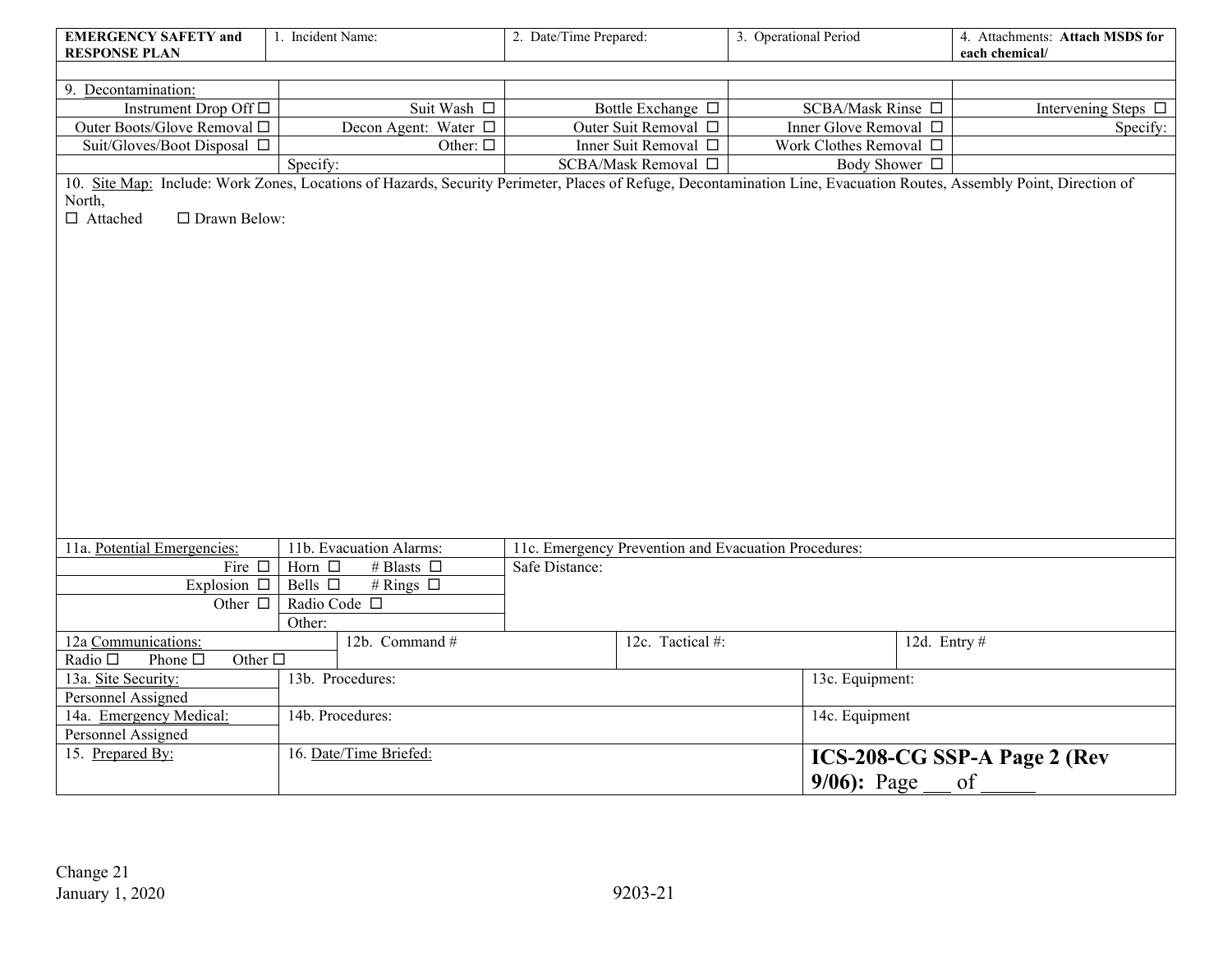| EMERGENCY SAFETY and RESPONSE PLAN | 1. Incident Name: | 2. Date/Time Prepared: | 3. Operational Period | 4. Attachments: **Attach MSDS for each chemical/** |
|---|---|---|---|---|

| 9. Decontamination: | | | | |
|---|---|---|---|---|
| Instrument Drop Off ☐ | Suit Wash ☐ | Bottle Exchange ☐ | SCBA/Mask Rinse ☐ | Intervening Steps ☐ |
| Outer Boots/Glove Removal ☐ | Decon Agent: Water ☐ | Outer Suit Removal ☐ | Inner Glove Removal ☐ | Specify: |
| Suit/Gloves/Boot Disposal ☐ | Other: ☐ | Inner Suit Removal ☐ | Work Clothes Removal ☐ | |
| | Specify: | SCBA/Mask Removal ☐ | Body Shower ☐ | |

10. Site Map: Include: Work Zones, Locations of Hazards, Security Perimeter, Places of Refuge, Decontamination Line, Evacuation Routes, Assembly Point, Direction of North,
☐ Attached ☐ Drawn Below:

| 11a. Potential Emergencies: | 11b. Evacuation Alarms: | 11c. Emergency Prevention and Evacuation Procedures: |
|---|---|---|
| Fire ☐ | Horn ☐ # Blasts ☐ | Safe Distance: |
| Explosion ☐ | Bells ☐ # Rings ☐ | |
| Other ☐ | Radio Code ☐ | |
| | Other: | |

| 12a Communications: Radio ☐ Phone ☐ Other ☐ | 12b. Command # | 12c. Tactical #: | 12d. Entry # |
|---|---|---|---|

| 13a. Site Security: Personnel Assigned | 13b. Procedures: | 13c. Equipment: |
|---|---|---|
| 14a. Emergency Medical: Personnel Assigned | 14b. Procedures: | 14c. Equipment |
| 15. Prepared By: | 16. Date/Time Briefed: | **ICS-208-CG SSP-A Page 2 (Rev 9/06):** Page ___ of _____ |

Change 21
January 1, 2020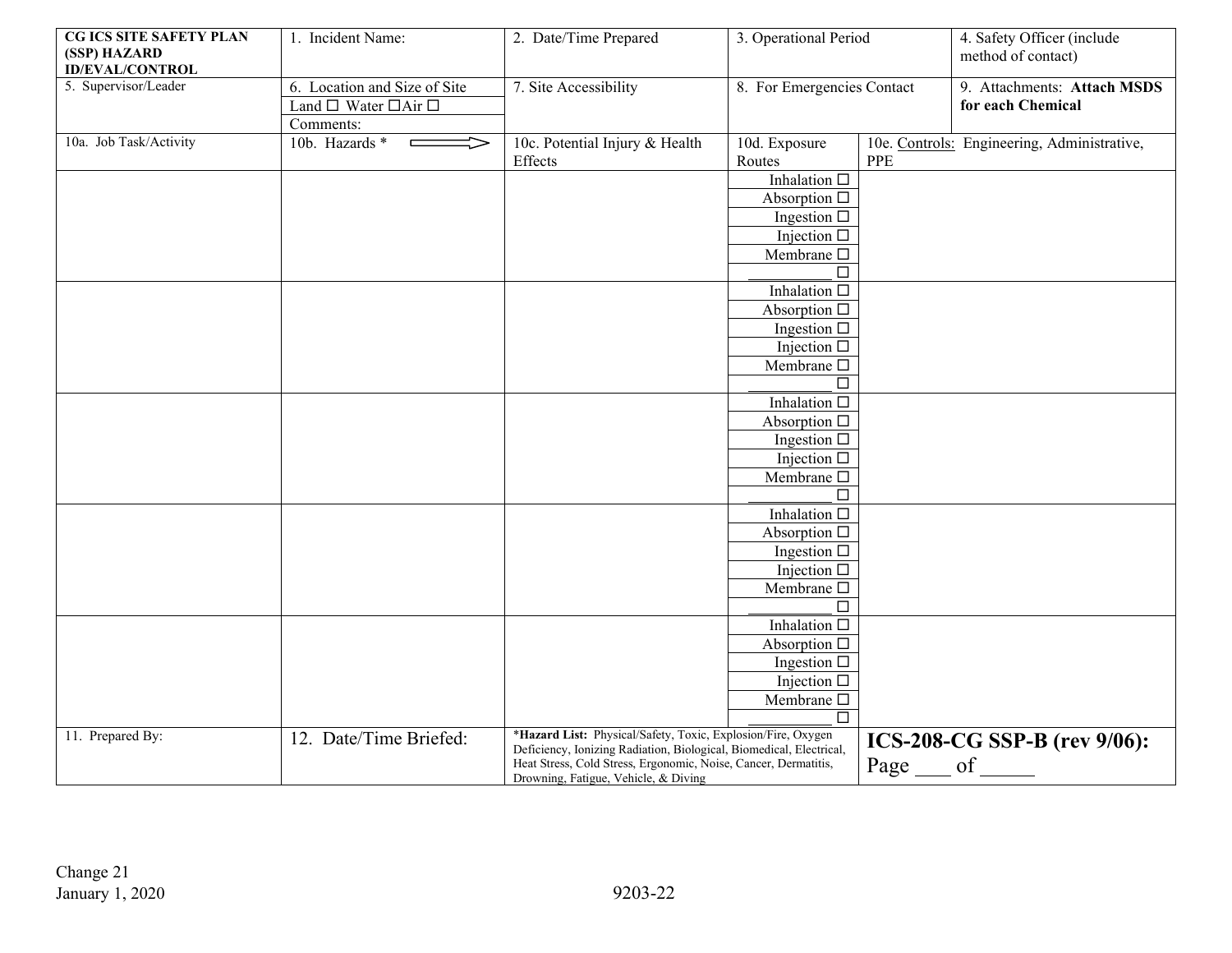| CG ICS SITE SAFETY PLAN (SSP) HAZARD ID/EVAL/CONTROL | 1. Incident Name: | 2. Date/Time Prepared | 3. Operational Period | | 4. Safety Officer (include method of contact) |
|---|---|---|---|---|---|
| 5. Supervisor/Leader | 6. Location and Size of Site<br>Land ☐ Water ☐Air ☐<br>Comments: | 7. Site Accessibility | 8. For Emergencies Contact | | 9. Attachments: **Attach MSDS for each Chemical** |
| 10a. Job Task/Activity | 10b. Hazards * ⟹ | 10c. Potential Injury & Health Effects | 10d. Exposure Routes | 10e. Controls: Engineering, Administrative, PPE | |
| | | | Inhalation ☐<br>Absorption ☐<br>Ingestion ☐<br>Injection ☐<br>Membrane ☐<br>__________ ☐ | | |
| | | | Inhalation ☐<br>Absorption ☐<br>Ingestion ☐<br>Injection ☐<br>Membrane ☐<br>__________ ☐ | | |
| | | | Inhalation ☐<br>Absorption ☐<br>Ingestion ☐<br>Injection ☐<br>Membrane ☐<br>__________ ☐ | | |
| | | | Inhalation ☐<br>Absorption ☐<br>Ingestion ☐<br>Injection ☐<br>Membrane ☐<br>__________ ☐ | | |
| | | | Inhalation ☐<br>Absorption ☐<br>Ingestion ☐<br>Injection ☐<br>Membrane ☐<br>__________ ☐ | | |
| 11. Prepared By: | 12. Date/Time Briefed: | ***Hazard List:** Physical/Safety, Toxic, Explosion/Fire, Oxygen Deficiency, Ionizing Radiation, Biological, Biomedical, Electrical, Heat Stress, Cold Stress, Ergonomic, Noise, Cancer, Dermatitis, Drowning, Fatigue, Vehicle, & Diving | | **ICS-208-CG SSP-B (rev 9/06):** Page ___ of _____ | |

Change 21
January 1, 2020

9203-22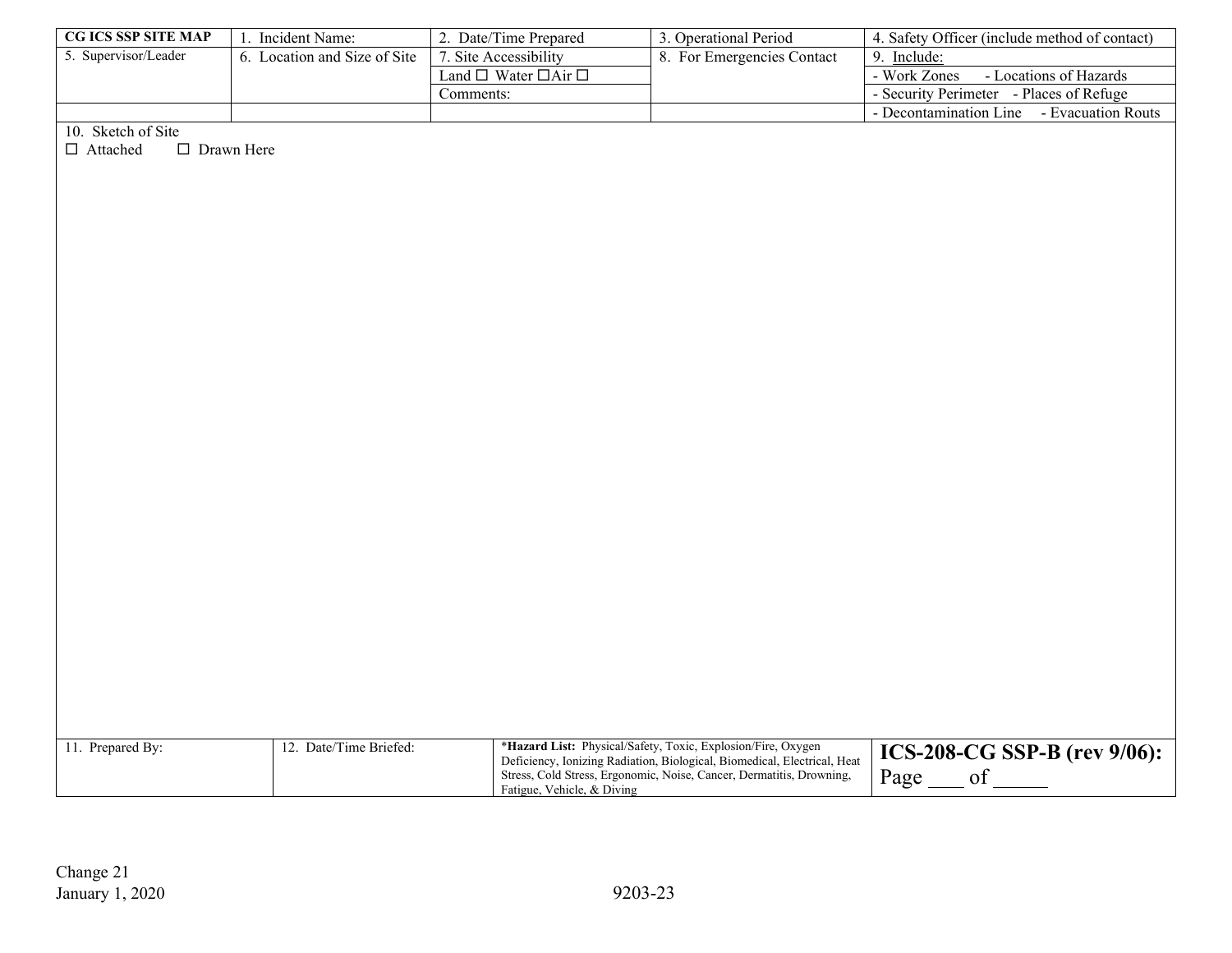| CG ICS SSP SITE MAP | 1. Incident Name: | 2. Date/Time Prepared | 3. Operational Period | 4. Safety Officer (include method of contact) |
|---|---|---|---|---|
| 5. Supervisor/Leader | 6. Location and Size of Site | 7. Site Accessibility<br>Land ☐ Water ☐Air ☐<br>Comments: | 8. For Emergencies Contact | 9. Include:<br>- Work Zones - Locations of Hazards<br>- Security Perimeter - Places of Refuge<br>- Decontamination Line - Evacuation Routs |

10. Sketch of Site

☐ Attached ☐ Drawn Here

| 11. Prepared By: | 12. Date/Time Briefed: | ***Hazard List:** Physical/Safety, Toxic, Explosion/Fire, Oxygen Deficiency, Ionizing Radiation, Biological, Biomedical, Electrical, Heat Stress, Cold Stress, Ergonomic, Noise, Cancer, Dermatitis, Drowning, Fatigue, Vehicle, & Diving | **ICS-208-CG SSP-B (rev 9/06):** Page ___ of _____ |
|---|---|---|---|

Change 21
January 1, 2020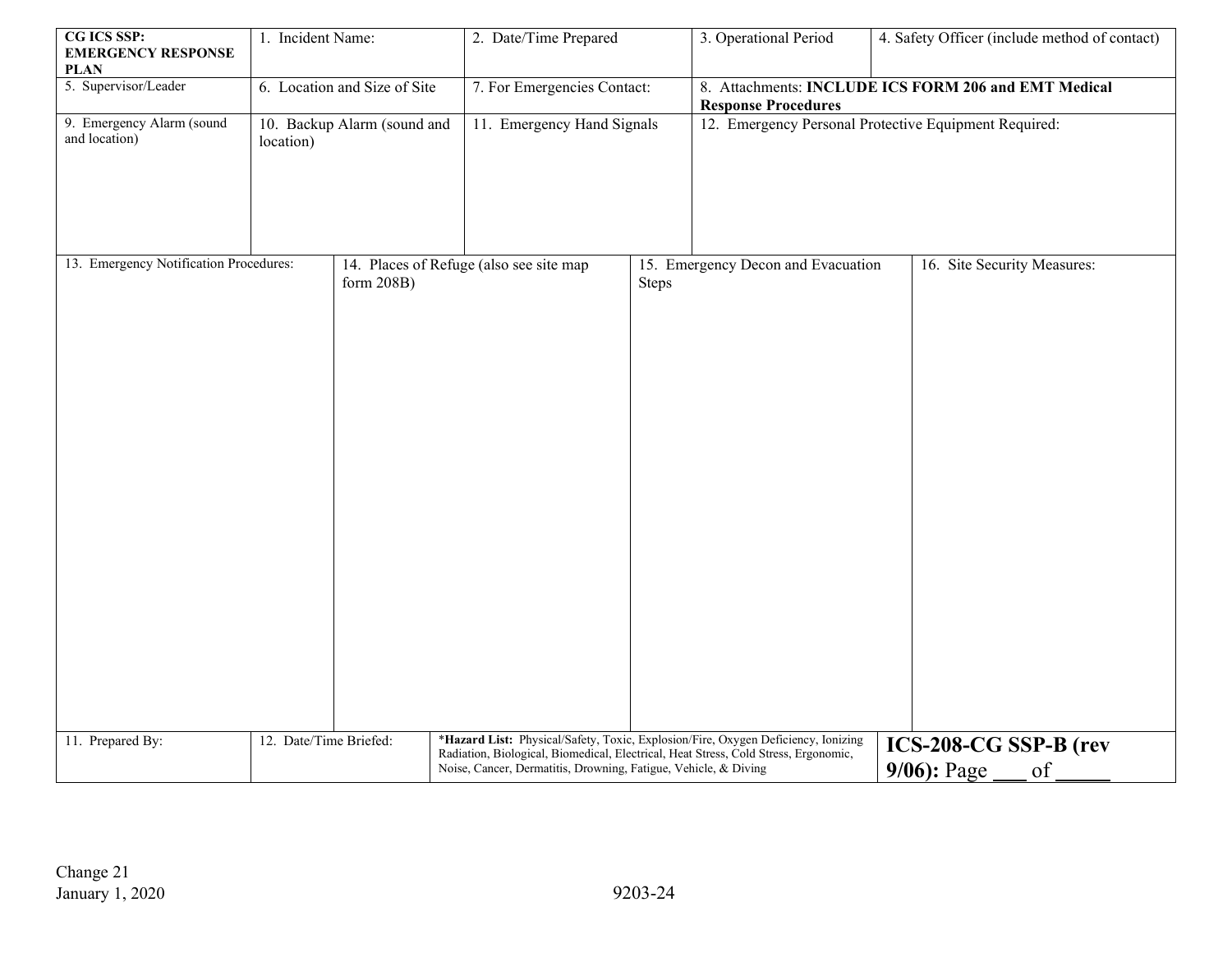| **CG ICS SSP: EMERGENCY RESPONSE PLAN** | 1. Incident Name: | 2. Date/Time Prepared | 3. Operational Period | 4. Safety Officer (include method of contact) |
|---|---|---|---|---|
| 5. Supervisor/Leader | 6. Location and Size of Site | 7. For Emergencies Contact: | 8. Attachments: **INCLUDE ICS FORM 206 and EMT Medical Response Procedures** | |
| 9. Emergency Alarm (sound and location) | 10. Backup Alarm (sound and location) | 11. Emergency Hand Signals | 12. Emergency Personal Protective Equipment Required: | |

| 13. Emergency Notification Procedures: | 14. Places of Refuge (also see site map form 208B) | 15. Emergency Decon and Evacuation Steps | 16. Site Security Measures: |
|---|---|---|---|
| | | | |

| 11. Prepared By: | 12. Date/Time Briefed: | ***Hazard List:** Physical/Safety, Toxic, Explosion/Fire, Oxygen Deficiency, Ionizing Radiation, Biological, Biomedical, Electrical, Heat Stress, Cold Stress, Ergonomic, Noise, Cancer, Dermatitis, Drowning, Fatigue, Vehicle, & Diving | **ICS-208-CG SSP-B (rev 9/06):** Page ___ of _____ |
|---|---|---|---|

Change 21
January 1, 2020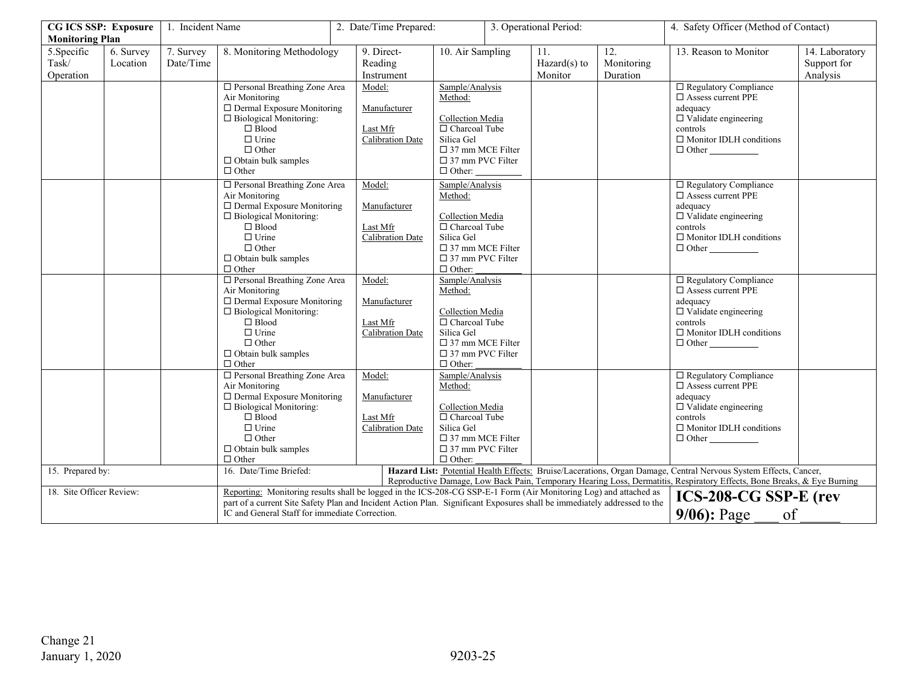| **CG ICS SSP: Exposure Monitoring Plan** | | 1. Incident Name | | 2. Date/Time Prepared: | | 3. Operational Period: | | 4. Safety Officer (Method of Contact) | |
|---|---|---|---|---|---|---|---|---|---|
| 5.Specific Task/ Operation | 6. Survey Location | 7. Survey Date/Time | 8. Monitoring Methodology | 9. Direct-Reading Instrument | 10. Air Sampling | 11. Hazard(s) to Monitor | 12. Monitoring Duration | 13. Reason to Monitor | 14. Laboratory Support for Analysis |
| | | | ☐ Personal Breathing Zone Area Air Monitoring<br>☐ Dermal Exposure Monitoring<br>☐ Biological Monitoring:<br>☐ Blood<br>☐ Urine<br>☐ Other<br>☐ Obtain bulk samples<br>☐ Other | Model:<br><br>Manufacturer<br><br>Last Mfr Calibration Date | Sample/Analysis Method:<br><br>Collection Media<br>☐ Charcoal Tube Silica Gel<br>☐ 37 mm MCE Filter<br>☐ 37 mm PVC Filter<br>☐ Other: ________ | | | ☐ Regulatory Compliance<br>☐ Assess current PPE adequacy<br>☐ Validate engineering controls<br>☐ Monitor IDLH conditions<br>☐ Other ________ | |
| | | | ☐ Personal Breathing Zone Area Air Monitoring<br>☐ Dermal Exposure Monitoring<br>☐ Biological Monitoring:<br>☐ Blood<br>☐ Urine<br>☐ Other<br>☐ Obtain bulk samples<br>☐ Other | Model:<br><br>Manufacturer<br><br>Last Mfr Calibration Date | Sample/Analysis Method:<br><br>Collection Media<br>☐ Charcoal Tube Silica Gel<br>☐ 37 mm MCE Filter<br>☐ 37 mm PVC Filter<br>☐ Other: ________ | | | ☐ Regulatory Compliance<br>☐ Assess current PPE adequacy<br>☐ Validate engineering controls<br>☐ Monitor IDLH conditions<br>☐ Other ________ | |
| | | | ☐ Personal Breathing Zone Area Air Monitoring<br>☐ Dermal Exposure Monitoring<br>☐ Biological Monitoring:<br>☐ Blood<br>☐ Urine<br>☐ Other<br>☐ Obtain bulk samples<br>☐ Other | Model:<br><br>Manufacturer<br><br>Last Mfr Calibration Date | Sample/Analysis Method:<br><br>Collection Media<br>☐ Charcoal Tube Silica Gel<br>☐ 37 mm MCE Filter<br>☐ 37 mm PVC Filter<br>☐ Other: ________ | | | ☐ Regulatory Compliance<br>☐ Assess current PPE adequacy<br>☐ Validate engineering controls<br>☐ Monitor IDLH conditions<br>☐ Other ________ | |
| | | | ☐ Personal Breathing Zone Area Air Monitoring<br>☐ Dermal Exposure Monitoring<br>☐ Biological Monitoring:<br>☐ Blood<br>☐ Urine<br>☐ Other<br>☐ Obtain bulk samples<br>☐ Other | Model:<br><br>Manufacturer<br><br>Last Mfr Calibration Date | Sample/Analysis Method:<br><br>Collection Media<br>☐ Charcoal Tube Silica Gel<br>☐ 37 mm MCE Filter<br>☐ 37 mm PVC Filter<br>☐ Other: ________ | | | ☐ Regulatory Compliance<br>☐ Assess current PPE adequacy<br>☐ Validate engineering controls<br>☐ Monitor IDLH conditions<br>☐ Other ________ | |
| 15. Prepared by: | | | 16. Date/Time Briefed: | | **Hazard List:** Potential Health Effects: Bruise/Lacerations, Organ Damage, Central Nervous System Effects, Cancer, Reproductive Damage, Low Back Pain, Temporary Hearing Loss, Dermatitis, Respiratory Effects, Bone Breaks, & Eye Burning | | | | |
| 18. Site Officer Review: | | | Reporting: Monitoring results shall be logged in the ICS-208-CG SSP-E-1 Form (Air Monitoring Log) and attached as part of a current Site Safety Plan and Incident Action Plan. Significant Exposures shall be immediately addressed to the IC and General Staff for immediate Correction. | | | | | **ICS-208-CG SSP-E (rev 9/06):** Page ___ of _____ | |

Change 21
January 1, 2020

9203-25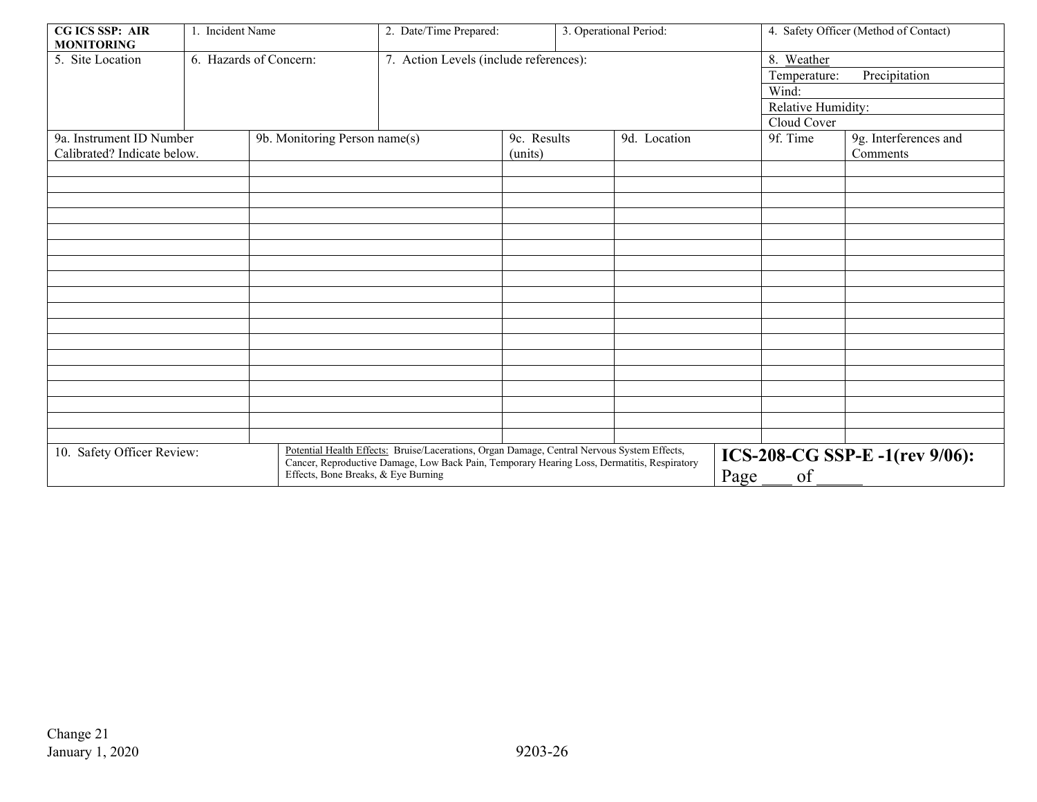| **CG ICS SSP: AIR MONITORING** | 1. Incident Name | 2. Date/Time Prepared: | 3. Operational Period: | 4. Safety Officer (Method of Contact) |
|---|---|---|---|---|
| 5. Site Location | 6. Hazards of Concern: | 7. Action Levels (include references): | | 8. Weather<br>Temperature: Precipitation<br>Wind:<br>Relative Humidity:<br>Cloud Cover |

| 9a. Instrument ID Number Calibrated? Indicate below. | 9b. Monitoring Person name(s) | 9c. Results (units) | 9d. Location | 9f. Time | 9g. Interferences and Comments |
|---|---|---|---|---|---|
| | | | | | |
| | | | | | |
| | | | | | |
| | | | | | |
| | | | | | |
| | | | | | |
| | | | | | |
| | | | | | |
| | | | | | |
| | | | | | |
| | | | | | |
| | | | | | |
| | | | | | |
| | | | | | |
| | | | | | |
| | | | | | |
| | | | | | |
| | | | | | |

| 10. Safety Officer Review: | Potential Health Effects: Bruise/Lacerations, Organ Damage, Central Nervous System Effects, Cancer, Reproductive Damage, Low Back Pain, Temporary Hearing Loss, Dermatitis, Respiratory Effects, Bone Breaks, & Eye Burning | **ICS-208-CG SSP-E -1(rev 9/06):**<br>Page ___ of _____ |
|---|---|---|

Change 21
January 1, 2020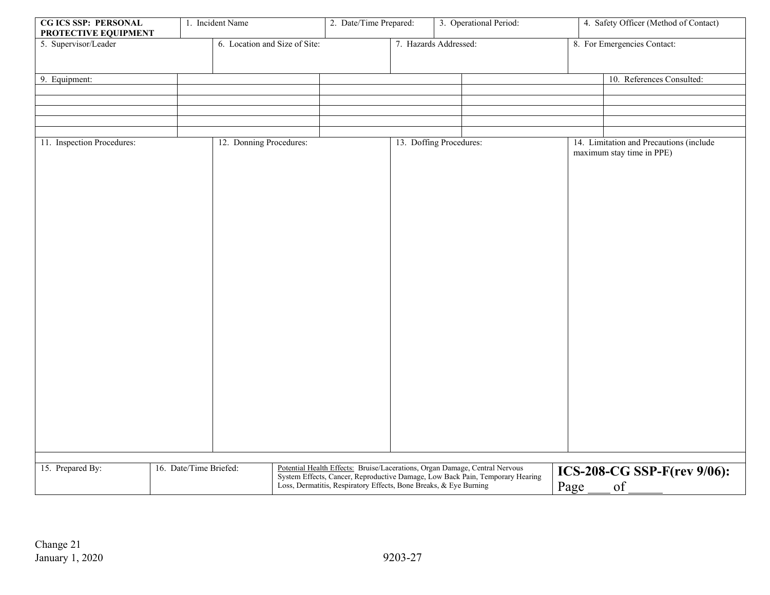| CG ICS SSP: PERSONAL PROTECTIVE EQUIPMENT | 1. Incident Name | 2. Date/Time Prepared: | 3. Operational Period: | 4. Safety Officer (Method of Contact) |
|---|---|---|---|---|

| 5. Supervisor/Leader | 6. Location and Size of Site: | 7. Hazards Addressed: | 8. For Emergencies Contact: |
|---|---|---|---|
| | | | |

| 9. Equipment: | | | | 10. References Consulted: |
|---|---|---|---|---|
| | | | | |
| | | | | |
| | | | | |
| | | | | |
| | | | | |

| 11. Inspection Procedures: | 12. Donning Procedures: | 13. Doffing Procedures: | 14. Limitation and Precautions (include maximum stay time in PPE) |
|---|---|---|---|
| | | | |

| 15. Prepared By: | 16. Date/Time Briefed: | Potential Health Effects: Bruise/Lacerations, Organ Damage, Central Nervous System Effects, Cancer, Reproductive Damage, Low Back Pain, Temporary Hearing Loss, Dermatitis, Respiratory Effects, Bone Breaks, & Eye Burning | **ICS-208-CG SSP-F(rev 9/06):** Page ___ of _____ |
|---|---|---|---|

Change 21
January 1, 2020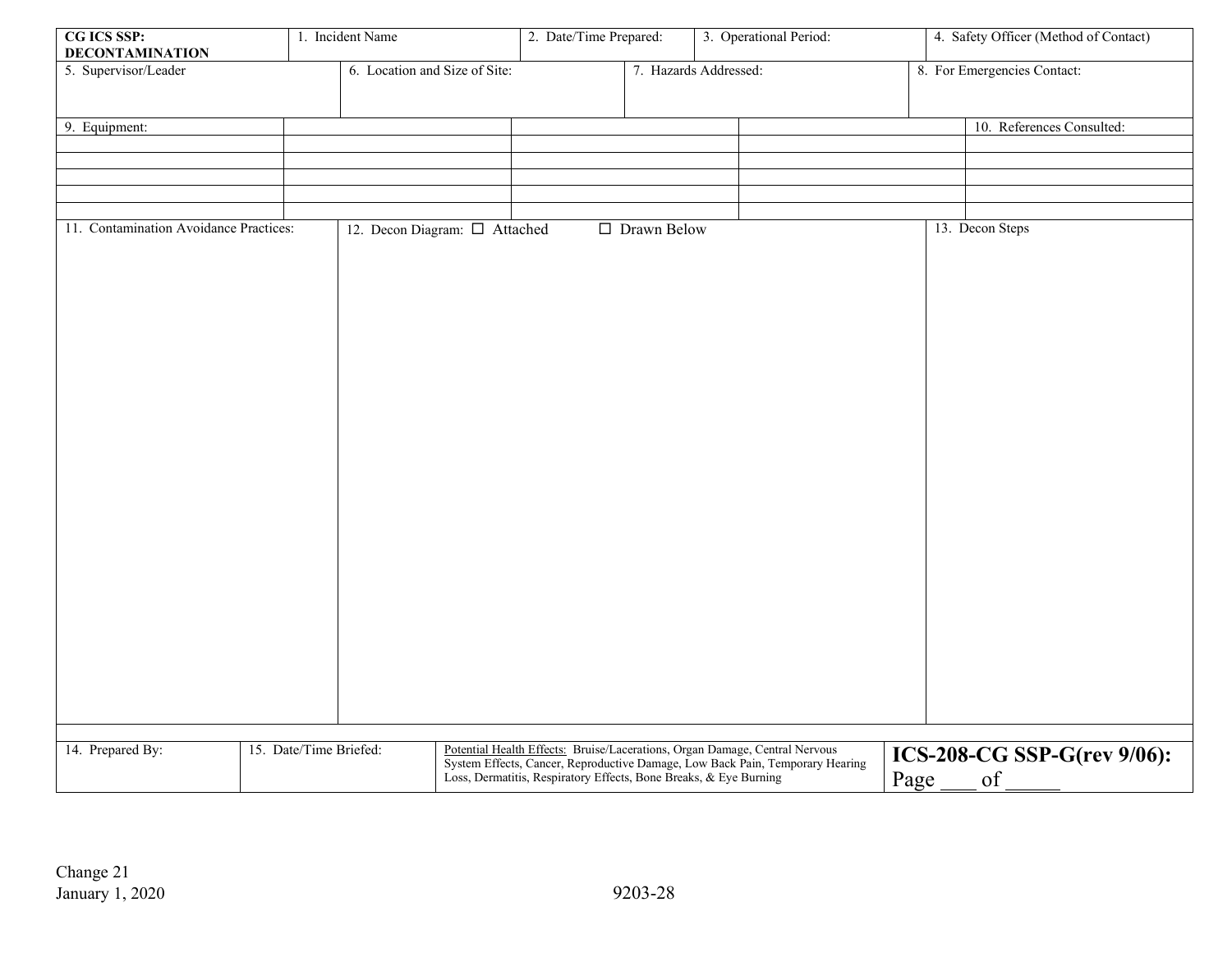| **CG ICS SSP: DECONTAMINATION** | 1. Incident Name | 2. Date/Time Prepared: | 3. Operational Period: | 4. Safety Officer (Method of Contact) |
|---|---|---|---|---|

| 5. Supervisor/Leader | 6. Location and Size of Site: | 7. Hazards Addressed: | 8. For Emergencies Contact: |
|---|---|---|---|
| | | | |

| 9. Equipment: | | | | 10. References Consulted: |
|---|---|---|---|---|
| | | | | |
| | | | | |
| | | | | |
| | | | | |
| | | | | |

| 11. Contamination Avoidance Practices: | 12. Decon Diagram: ☐ Attached ☐ Drawn Below | 13. Decon Steps |
|---|---|---|
| | | |

| 14. Prepared By: | 15. Date/Time Briefed: | Potential Health Effects: Bruise/Lacerations, Organ Damage, Central Nervous System Effects, Cancer, Reproductive Damage, Low Back Pain, Temporary Hearing Loss, Dermatitis, Respiratory Effects, Bone Breaks, & Eye Burning | **ICS-208-CG SSP-G(rev 9/06):** Page ___ of _____ |
|---|---|---|---|

Change 21
January 1, 2020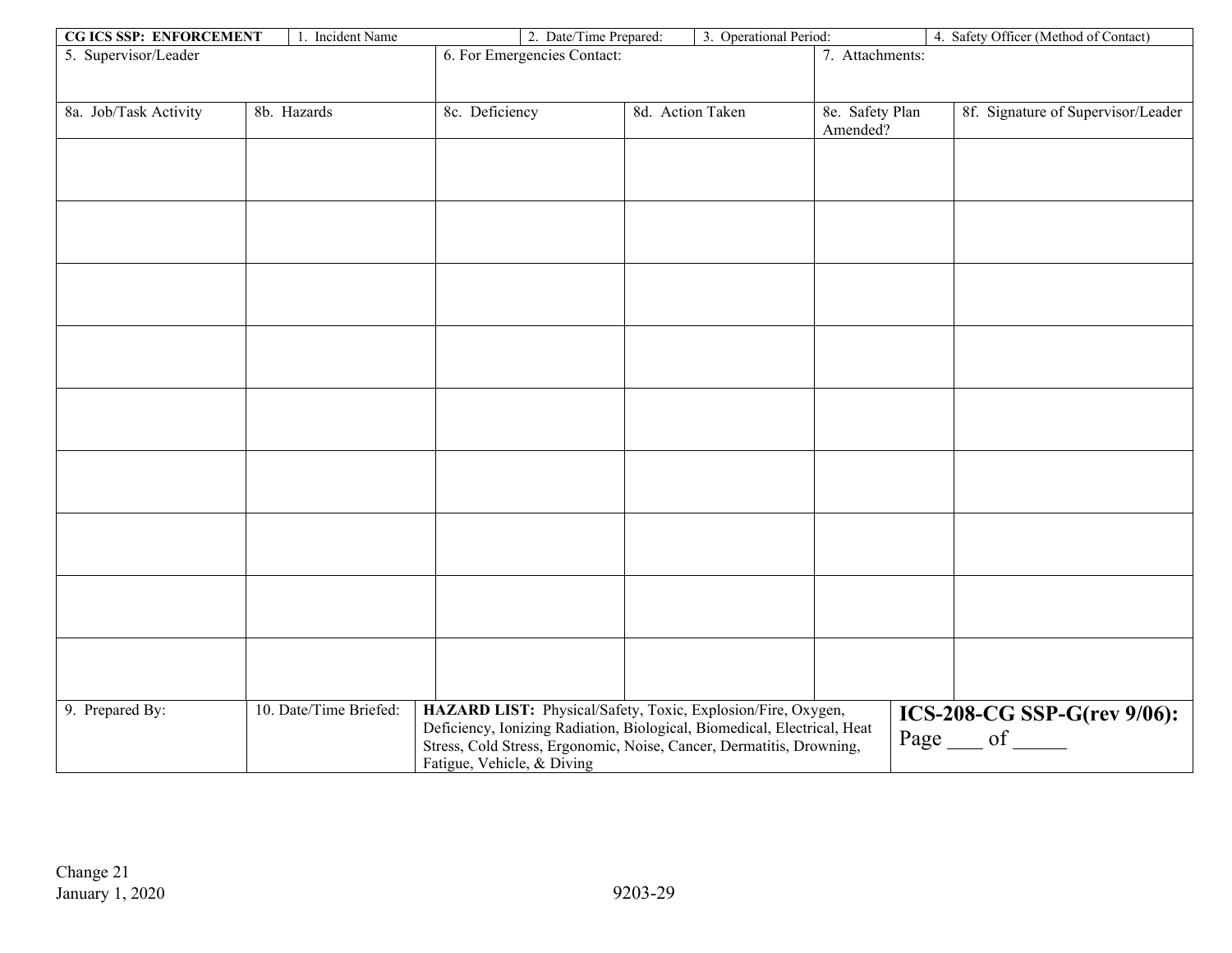| CG ICS SSP: ENFORCEMENT | 1. Incident Name | 2. Date/Time Prepared: | 3. Operational Period: | 4. Safety Officer (Method of Contact) | |
|---|---|---|---|---|---|
| 5. Supervisor/Leader | | 6. For Emergencies Contact: | | 7. Attachments: | |
| 8a. Job/Task Activity | 8b. Hazards | 8c. Deficiency | 8d. Action Taken | 8e. Safety Plan Amended? | 8f. Signature of Supervisor/Leader |
| | | | | | |
| | | | | | |
| | | | | | |
| | | | | | |
| | | | | | |
| | | | | | |
| | | | | | |
| | | | | | |
| | | | | | |
| 9. Prepared By: | 10. Date/Time Briefed: | **HAZARD LIST:** Physical/Safety, Toxic, Explosion/Fire, Oxygen, Deficiency, Ionizing Radiation, Biological, Biomedical, Electrical, Heat Stress, Cold Stress, Ergonomic, Noise, Cancer, Dermatitis, Drowning, Fatigue, Vehicle, & Diving | | **ICS-208-CG SSP-G(rev 9/06):** Page ___ of _____ | |

Change 21
January 1, 2020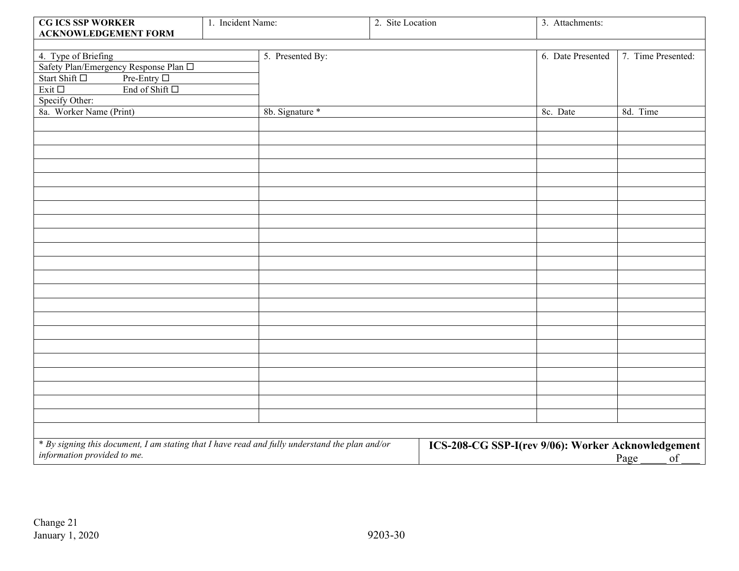| CG ICS SSP WORKER ACKNOWLEDGEMENT FORM | 1. Incident Name: | 2. Site Location | 3. Attachments: |
|---|---|---|---|

| 4. Type of Briefing<br>Safety Plan/Emergency Response Plan ☐<br>Start Shift ☐ Pre-Entry ☐<br>Exit ☐ End of Shift ☐<br>Specify Other: | 5. Presented By: | 6. Date Presented | 7. Time Presented: |
|---|---|---|---|
| **8a. Worker Name (Print)** | **8b. Signature *** | **8c. Date** | **8d. Time** |
| | | | |
| | | | |
| | | | |
| | | | |
| | | | |
| | | | |
| | | | |
| | | | |
| | | | |
| | | | |
| | | | |
| | | | |
| | | | |
| | | | |
| | | | |
| | | | |
| | | | |
| | | | |
| | | | |
| | | | |
| | | | |
| | | | |

*\* By signing this document, I am stating that I have read and fully understand the plan and/or information provided to me.*

**ICS-208-CG SSP-I(rev 9/06): Worker Acknowledgement**

Page _____ of ___

Change 21
January 1, 2020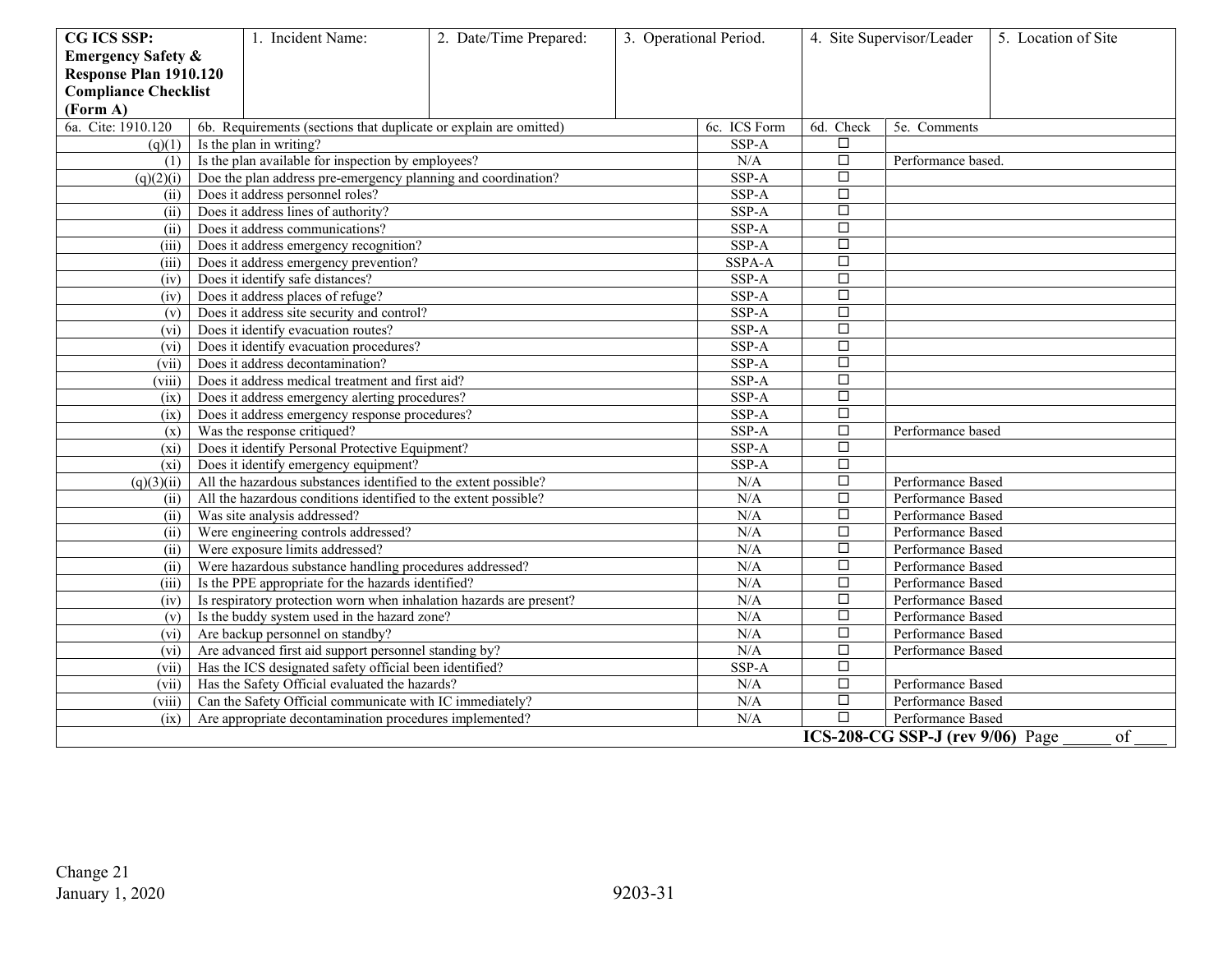| **CG ICS SSP: Emergency Safety & Response Plan 1910.120 Compliance Checklist (Form A)** | 1. Incident Name: | 2. Date/Time Prepared: | 3. Operational Period. | 4. Site Supervisor/Leader | 5. Location of Site |
|---|---|---|---|---|---|

| 6a. Cite: 1910.120 | 6b. Requirements (sections that duplicate or explain are omitted) | 6c. ICS Form | 6d. Check | 5e. Comments |
|---|---|---|---|---|
| (q)(1) | Is the plan in writing? | SSP-A | ☐ | |
| (1) | Is the plan available for inspection by employees? | N/A | ☐ | Performance based. |
| (q)(2)(i) | Doe the plan address pre-emergency planning and coordination? | SSP-A | ☐ | |
| (ii) | Does it address personnel roles? | SSP-A | ☐ | |
| (ii) | Does it address lines of authority? | SSP-A | ☐ | |
| (ii) | Does it address communications? | SSP-A | ☐ | |
| (iii) | Does it address emergency recognition? | SSP-A | ☐ | |
| (iii) | Does it address emergency prevention? | SSPA-A | ☐ | |
| (iv) | Does it identify safe distances? | SSP-A | ☐ | |
| (iv) | Does it address places of refuge? | SSP-A | ☐ | |
| (v) | Does it address site security and control? | SSP-A | ☐ | |
| (vi) | Does it identify evacuation routes? | SSP-A | ☐ | |
| (vi) | Does it identify evacuation procedures? | SSP-A | ☐ | |
| (vii) | Does it address decontamination? | SSP-A | ☐ | |
| (viii) | Does it address medical treatment and first aid? | SSP-A | ☐ | |
| (ix) | Does it address emergency alerting procedures? | SSP-A | ☐ | |
| (ix) | Does it address emergency response procedures? | SSP-A | ☐ | |
| (x) | Was the response critiqued? | SSP-A | ☐ | Performance based |
| (xi) | Does it identify Personal Protective Equipment? | SSP-A | ☐ | |
| (xi) | Does it identify emergency equipment? | SSP-A | ☐ | |
| (q)(3)(ii) | All the hazardous substances identified to the extent possible? | N/A | ☐ | Performance Based |
| (ii) | All the hazardous conditions identified to the extent possible? | N/A | ☐ | Performance Based |
| (ii) | Was site analysis addressed? | N/A | ☐ | Performance Based |
| (ii) | Were engineering controls addressed? | N/A | ☐ | Performance Based |
| (ii) | Were exposure limits addressed? | N/A | ☐ | Performance Based |
| (ii) | Were hazardous substance handling procedures addressed? | N/A | ☐ | Performance Based |
| (iii) | Is the PPE appropriate for the hazards identified? | N/A | ☐ | Performance Based |
| (iv) | Is respiratory protection worn when inhalation hazards are present? | N/A | ☐ | Performance Based |
| (v) | Is the buddy system used in the hazard zone? | N/A | ☐ | Performance Based |
| (vi) | Are backup personnel on standby? | N/A | ☐ | Performance Based |
| (vi) | Are advanced first aid support personnel standing by? | N/A | ☐ | Performance Based |
| (vii) | Has the ICS designated safety official been identified? | SSP-A | ☐ | |
| (vii) | Has the Safety Official evaluated the hazards? | N/A | ☐ | Performance Based |
| (viii) | Can the Safety Official communicate with IC immediately? | N/A | ☐ | Performance Based |
| (ix) | Are appropriate decontamination procedures implemented? | N/A | ☐ | Performance Based |

**ICS-208-CG SSP-J (rev 9/06)** Page ______ of ____

Change 21
January 1, 2020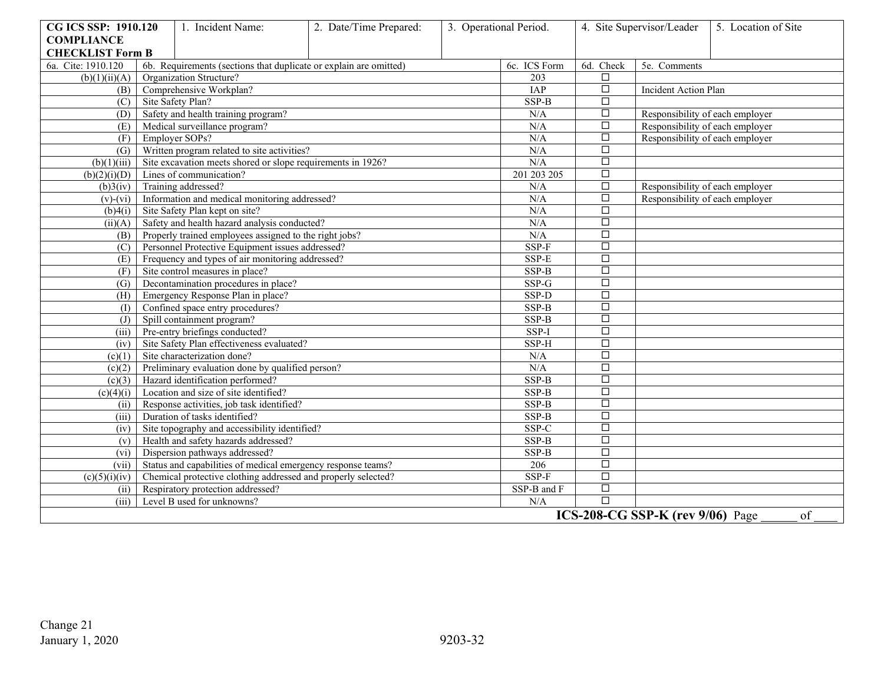| CG ICS SSP: 1910.120 COMPLIANCE CHECKLIST Form B | 1. Incident Name: | 2. Date/Time Prepared: | 3. Operational Period. | 4. Site Supervisor/Leader | 5. Location of Site |
|---|---|---|---|---|---|

| 6a. Cite: 1910.120 | 6b. Requirements (sections that duplicate or explain are omitted) | 6c. ICS Form | 6d. Check | 5e. Comments |
|---|---|---|---|---|
| (b)(1)(ii)(A) | Organization Structure? | 203 | ☐ | |
| (B) | Comprehensive Workplan? | IAP | ☐ | Incident Action Plan |
| (C) | Site Safety Plan? | SSP-B | ☐ | |
| (D) | Safety and health training program? | N/A | ☐ | Responsibility of each employer |
| (E) | Medical surveillance program? | N/A | ☐ | Responsibility of each employer |
| (F) | Employer SOPs? | N/A | ☐ | Responsibility of each employer |
| (G) | Written program related to site activities? | N/A | ☐ | |
| (b)(1)(iii) | Site excavation meets shored or slope requirements in 1926? | N/A | ☐ | |
| (b)(2)(i)(D) | Lines of communication? | 201 203 205 | ☐ | |
| (b)3(iv) | Training addressed? | N/A | ☐ | Responsibility of each employer |
| (v)-(vi) | Information and medical monitoring addressed? | N/A | ☐ | Responsibility of each employer |
| (b)4(i) | Site Safety Plan kept on site? | N/A | ☐ | |
| (ii)(A) | Safety and health hazard analysis conducted? | N/A | ☐ | |
| (B) | Properly trained employees assigned to the right jobs? | N/A | ☐ | |
| (C) | Personnel Protective Equipment issues addressed? | SSP-F | ☐ | |
| (E) | Frequency and types of air monitoring addressed? | SSP-E | ☐ | |
| (F) | Site control measures in place? | SSP-B | ☐ | |
| (G) | Decontamination procedures in place? | SSP-G | ☐ | |
| (H) | Emergency Response Plan in place? | SSP-D | ☐ | |
| (I) | Confined space entry procedures? | SSP-B | ☐ | |
| (J) | Spill containment program? | SSP-B | ☐ | |
| (iii) | Pre-entry briefings conducted? | SSP-I | ☐ | |
| (iv) | Site Safety Plan effectiveness evaluated? | SSP-H | ☐ | |
| (c)(1) | Site characterization done? | N/A | ☐ | |
| (c)(2) | Preliminary evaluation done by qualified person? | N/A | ☐ | |
| (c)(3) | Hazard identification performed? | SSP-B | ☐ | |
| (c)(4)(i) | Location and size of site identified? | SSP-B | ☐ | |
| (ii) | Response activities, job task identified? | SSP-B | ☐ | |
| (iii) | Duration of tasks identified? | SSP-B | ☐ | |
| (iv) | Site topography and accessibility identified? | SSP-C | ☐ | |
| (v) | Health and safety hazards addressed? | SSP-B | ☐ | |
| (vi) | Dispersion pathways addressed? | SSP-B | ☐ | |
| (vii) | Status and capabilities of medical emergency response teams? | 206 | ☐ | |
| (c)(5)(i)(iv) | Chemical protective clothing addressed and properly selected? | SSP-F | ☐ | |
| (ii) | Respiratory protection addressed? | SSP-B and F | ☐ | |
| (iii) | Level B used for unknowns? | N/A | ☐ | |

**ICS-208-CG SSP-K (rev 9/06)** Page ______ of ____

Change 21
January 1, 2020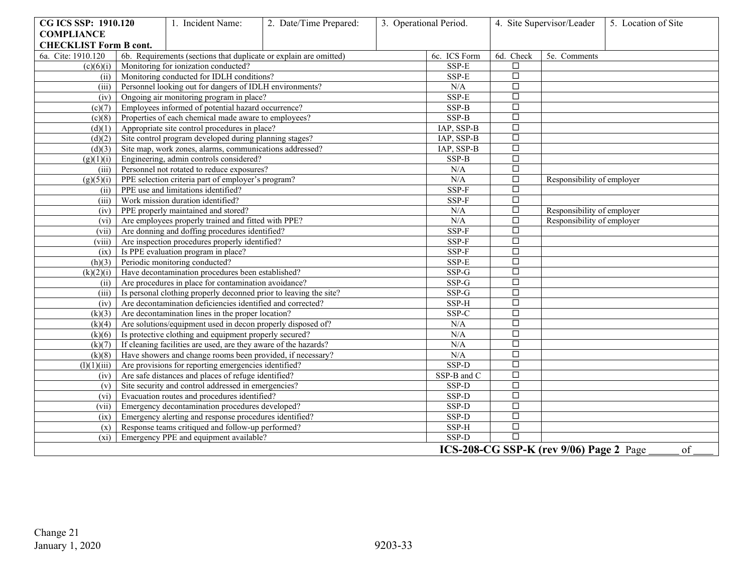| CG ICS SSP: 1910.120 COMPLIANCE CHECKLIST Form B cont. | 1. Incident Name: | 2. Date/Time Prepared: | 3. Operational Period. | 4. Site Supervisor/Leader | 5. Location of Site |
|---|---|---|---|---|---|
| | | | | | |

| 6a. Cite: 1910.120 | 6b. Requirements (sections that duplicate or explain are omitted) | 6c. ICS Form | 6d. Check | 5e. Comments |
|---|---|---|---|---|
| (c)(6)(i) | Monitoring for ionization conducted? | SSP-E | ☐ | |
| (ii) | Monitoring conducted for IDLH conditions? | SSP-E | ☐ | |
| (iii) | Personnel looking out for dangers of IDLH environments? | N/A | ☐ | |
| (iv) | Ongoing air monitoring program in place? | SSP-E | ☐ | |
| (c)(7) | Employees informed of potential hazard occurrence? | SSP-B | ☐ | |
| (c)(8) | Properties of each chemical made aware to employees? | SSP-B | ☐ | |
| (d)(1) | Appropriate site control procedures in place? | IAP, SSP-B | ☐ | |
| (d)(2) | Site control program developed during planning stages? | IAP, SSP-B | ☐ | |
| (d)(3) | Site map, work zones, alarms, communications addressed? | IAP, SSP-B | ☐ | |
| (g)(1)(i) | Engineering, admin controls considered? | SSP-B | ☐ | |
| (iii) | Personnel not rotated to reduce exposures? | N/A | ☐ | |
| (g)(5)(i) | PPE selection criteria part of employer's program? | N/A | ☐ | Responsibility of employer |
| (ii) | PPE use and limitations identified? | SSP-F | ☐ | |
| (iii) | Work mission duration identified? | SSP-F | ☐ | |
| (iv) | PPE properly maintained and stored? | N/A | ☐ | Responsibility of employer |
| (vi) | Are employees properly trained and fitted with PPE? | N/A | ☐ | Responsibility of employer |
| (vii) | Are donning and doffing procedures identified? | SSP-F | ☐ | |
| (viii) | Are inspection procedures properly identified? | SSP-F | ☐ | |
| (ix) | Is PPE evaluation program in place? | SSP-F | ☐ | |
| (h)(3) | Periodic monitoring conducted? | SSP-E | ☐ | |
| (k)(2)(i) | Have decontamination procedures been established? | SSP-G | ☐ | |
| (ii) | Are procedures in place for contamination avoidance? | SSP-G | ☐ | |
| (iii) | Is personal clothing properly deconned prior to leaving the site? | SSP-G | ☐ | |
| (iv) | Are decontamination deficiencies identified and corrected? | SSP-H | ☐ | |
| (k)(3) | Are decontamination lines in the proper location? | SSP-C | ☐ | |
| (k)(4) | Are solutions/equipment used in decon properly disposed of? | N/A | ☐ | |
| (k)(6) | Is protective clothing and equipment properly secured? | N/A | ☐ | |
| (k)(7) | If cleaning facilities are used, are they aware of the hazards? | N/A | ☐ | |
| (k)(8) | Have showers and change rooms been provided, if necessary? | N/A | ☐ | |
| (l)(1)(iii) | Are provisions for reporting emergencies identified? | SSP-D | ☐ | |
| (iv) | Are safe distances and places of refuge identified? | SSP-B and C | ☐ | |
| (v) | Site security and control addressed in emergencies? | SSP-D | ☐ | |
| (vi) | Evacuation routes and procedures identified? | SSP-D | ☐ | |
| (vii) | Emergency decontamination procedures developed? | SSP-D | ☐ | |
| (ix) | Emergency alerting and response procedures identified? | SSP-D | ☐ | |
| (x) | Response teams critiqued and follow-up performed? | SSP-H | ☐ | |
| (xi) | Emergency PPE and equipment available? | SSP-D | ☐ | |

**ICS-208-CG SSP-K (rev 9/06) Page 2** Page ______ of ____

Change 21
January 1, 2020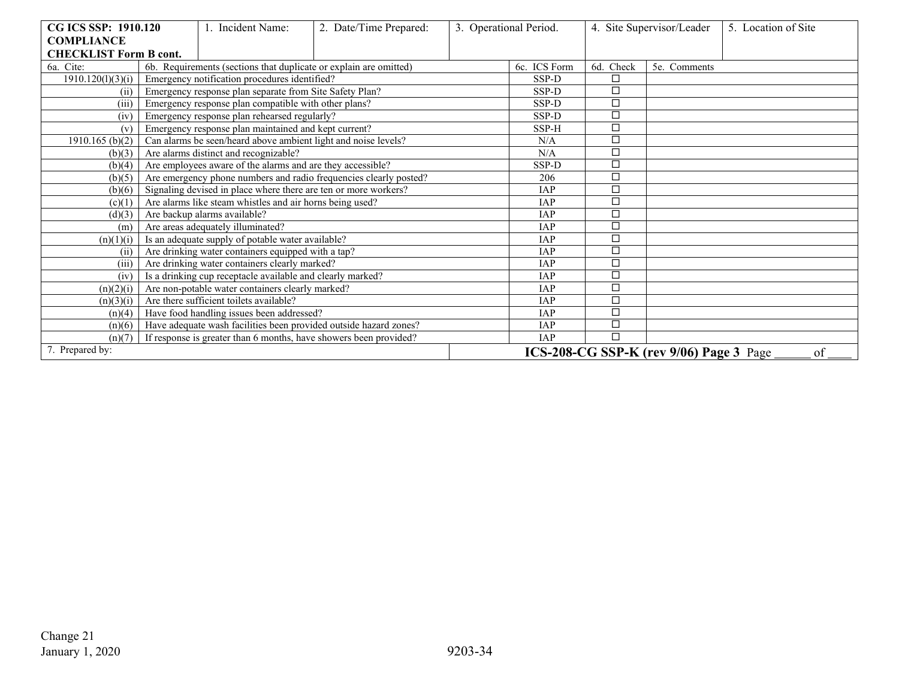| CG ICS SSP: 1910.120 COMPLIANCE CHECKLIST Form B cont. | 1. Incident Name: | 2. Date/Time Prepared: | 3. Operational Period. | 4. Site Supervisor/Leader | 5. Location of Site |
|---|---|---|---|---|---|

| 6a. Cite: | 6b. Requirements (sections that duplicate or explain are omitted) | 6c. ICS Form | 6d. Check | 5e. Comments |
|---|---|---|---|---|
| 1910.120(l)(3)(i) | Emergency notification procedures identified? | SSP-D | ☐ | |
| (ii) | Emergency response plan separate from Site Safety Plan? | SSP-D | ☐ | |
| (iii) | Emergency response plan compatible with other plans? | SSP-D | ☐ | |
| (iv) | Emergency response plan rehearsed regularly? | SSP-D | ☐ | |
| (v) | Emergency response plan maintained and kept current? | SSP-H | ☐ | |
| 1910.165 (b)(2) | Can alarms be seen/heard above ambient light and noise levels? | N/A | ☐ | |
| (b)(3) | Are alarms distinct and recognizable? | N/A | ☐ | |
| (b)(4) | Are employees aware of the alarms and are they accessible? | SSP-D | ☐ | |
| (b)(5) | Are emergency phone numbers and radio frequencies clearly posted? | 206 | ☐ | |
| (b)(6) | Signaling devised in place where there are ten or more workers? | IAP | ☐ | |
| (c)(1) | Are alarms like steam whistles and air horns being used? | IAP | ☐ | |
| (d)(3) | Are backup alarms available? | IAP | ☐ | |
| (m) | Are areas adequately illuminated? | IAP | ☐ | |
| (n)(1)(i) | Is an adequate supply of potable water available? | IAP | ☐ | |
| (ii) | Are drinking water containers equipped with a tap? | IAP | ☐ | |
| (iii) | Are drinking water containers clearly marked? | IAP | ☐ | |
| (iv) | Is a drinking cup receptacle available and clearly marked? | IAP | ☐ | |
| (n)(2)(i) | Are non-potable water containers clearly marked? | IAP | ☐ | |
| (n)(3)(i) | Are there sufficient toilets available? | IAP | ☐ | |
| (n)(4) | Have food handling issues been addressed? | IAP | ☐ | |
| (n)(6) | Have adequate wash facilities been provided outside hazard zones? | IAP | ☐ | |
| (n)(7) | If response is greater than 6 months, have showers been provided? | IAP | ☐ | |

| 7. Prepared by: | **ICS-208-CG SSP-K (rev 9/06) Page 3** Page ______ of ____ |
|---|---|

Change 21
January 1, 2020

9203-34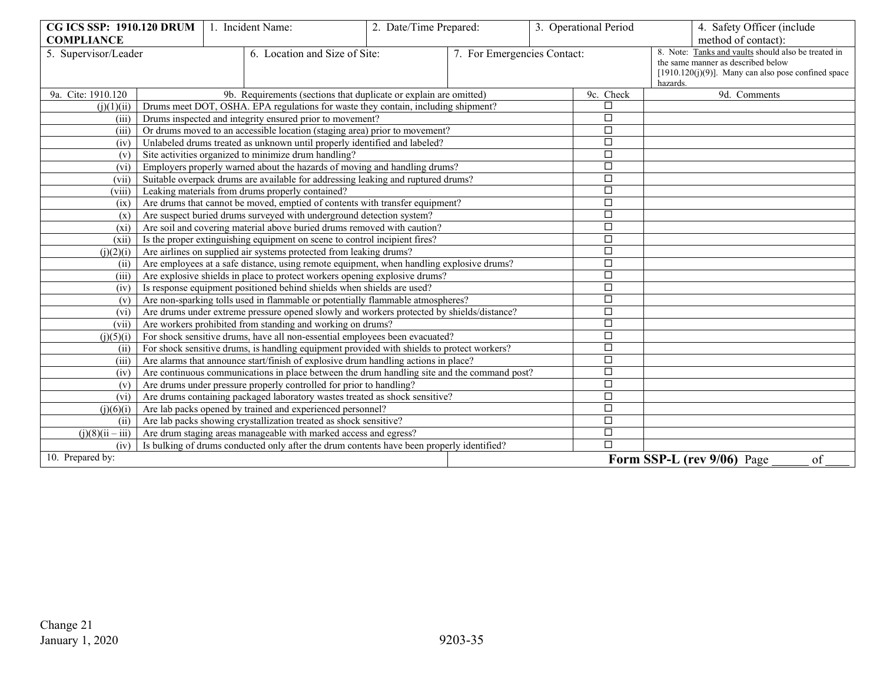| CG ICS SSP: 1910.120 DRUM COMPLIANCE | 1. Incident Name: | 2. Date/Time Prepared: | 3. Operational Period | 4. Safety Officer (include method of contact): |
|---|---|---|---|---|
| 5. Supervisor/Leader | 6. Location and Size of Site: | 7. For Emergencies Contact: | 8. Note: Tanks and vaults should also be treated in the same manner as described below [1910.120(j)(9)]. Many can also pose confined space hazards. | |

| 9a. Cite: 1910.120 | 9b. Requirements (sections that duplicate or explain are omitted) | 9c. Check | 9d. Comments |
|---|---|---|---|
| (j)(1)(ii) | Drums meet DOT, OSHA. EPA regulations for waste they contain, including shipment? | ☐ | |
| (iii) | Drums inspected and integrity ensured prior to movement? | ☐ | |
| (iii) | Or drums moved to an accessible location (staging area) prior to movement? | ☐ | |
| (iv) | Unlabeled drums treated as unknown until properly identified and labeled? | ☐ | |
| (v) | Site activities organized to minimize drum handling? | ☐ | |
| (vi) | Employers properly warned about the hazards of moving and handling drums? | ☐ | |
| (vii) | Suitable overpack drums are available for addressing leaking and ruptured drums? | ☐ | |
| (viii) | Leaking materials from drums properly contained? | ☐ | |
| (ix) | Are drums that cannot be moved, emptied of contents with transfer equipment? | ☐ | |
| (x) | Are suspect buried drums surveyed with underground detection system? | ☐ | |
| (xi) | Are soil and covering material above buried drums removed with caution? | ☐ | |
| (xii) | Is the proper extinguishing equipment on scene to control incipient fires? | ☐ | |
| (j)(2)(i) | Are airlines on supplied air systems protected from leaking drums? | ☐ | |
| (ii) | Are employees at a safe distance, using remote equipment, when handling explosive drums? | ☐ | |
| (iii) | Are explosive shields in place to protect workers opening explosive drums? | ☐ | |
| (iv) | Is response equipment positioned behind shields when shields are used? | ☐ | |
| (v) | Are non-sparking tolls used in flammable or potentially flammable atmospheres? | ☐ | |
| (vi) | Are drums under extreme pressure opened slowly and workers protected by shields/distance? | ☐ | |
| (vii) | Are workers prohibited from standing and working on drums? | ☐ | |
| (j)(5)(i) | For shock sensitive drums, have all non-essential employees been evacuated? | ☐ | |
| (ii) | For shock sensitive drums, is handling equipment provided with shields to protect workers? | ☐ | |
| (iii) | Are alarms that announce start/finish of explosive drum handling actions in place? | ☐ | |
| (iv) | Are continuous communications in place between the drum handling site and the command post? | ☐ | |
| (v) | Are drums under pressure properly controlled for prior to handling? | ☐ | |
| (vi) | Are drums containing packaged laboratory wastes treated as shock sensitive? | ☐ | |
| (j)(6)(i) | Are lab packs opened by trained and experienced personnel? | ☐ | |
| (ii) | Are lab packs showing crystallization treated as shock sensitive? | ☐ | |
| (j)(8)(ii – iii) | Are drum staging areas manageable with marked access and egress? | ☐ | |
| (iv) | Is bulking of drums conducted only after the drum contents have been properly identified? | ☐ | |
| 10. Prepared by: | | **Form SSP-L (rev 9/06)** Page ______ of ____ | |

Change 21
January 1, 2020